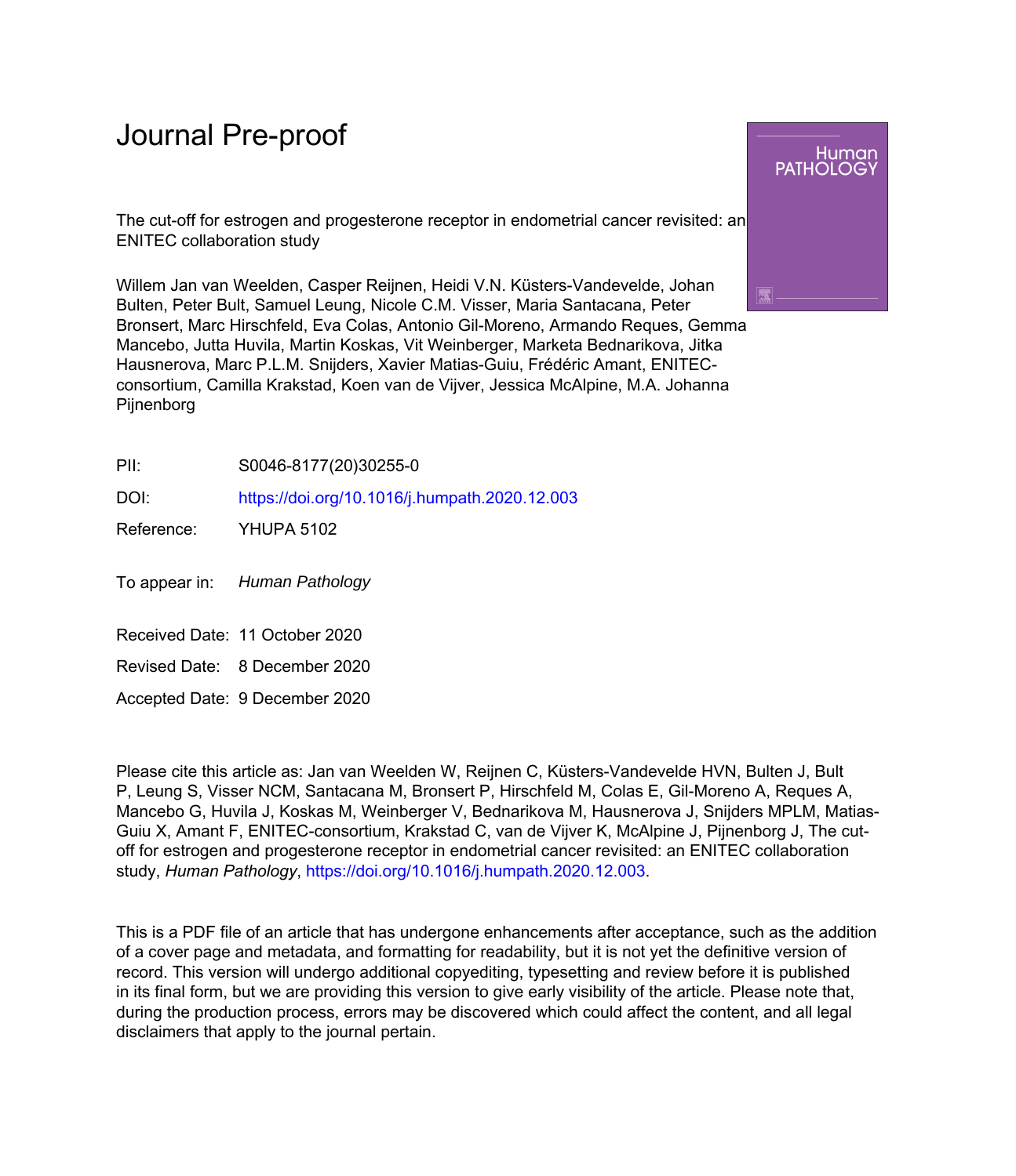# Journal Pre-proof

The cut-off for estrogen and progesterone receptor in endometrial cancer revisited: an ENITEC collaboration study

Willem Jan van Weelden, Casper Reijnen, Heidi V.N. Küsters-Vandevelde, Johan Bulten, Peter Bult, Samuel Leung, Nicole C.M. Visser, Maria Santacana, Peter Bronsert, Marc Hirschfeld, Eva Colas, Antonio Gil-Moreno, Armando Reques, Gemma Mancebo, Jutta Huvila, Martin Koskas, Vit Weinberger, Marketa Bednarikova, Jitka Hausnerova, Marc P.L.M. Snijders, Xavier Matias-Guiu, Frédéric Amant, ENITEC-consortium, Camilla Krakstad, Koen van de Vijver, Jessica McAlpine, M.A. Johanna Pijnenborg

| | |
|---|---|
| PII: | S0046-8177(20)30255-0 |
| DOI: | https://doi.org/10.1016/j.humpath.2020.12.003 |
| Reference: | YHUPA 5102 |

To appear in: *Human Pathology*

| | |
|---|---|
| Received Date: | 11 October 2020 |
| Revised Date: | 8 December 2020 |
| Accepted Date: | 9 December 2020 |

Please cite this article as: Jan van Weelden W, Reijnen C, Küsters-Vandevelde HVN, Bulten J, Bult P, Leung S, Visser NCM, Santacana M, Bronsert P, Hirschfeld M, Colas E, Gil-Moreno A, Reques A, Mancebo G, Huvila J, Koskas M, Weinberger V, Bednarikova M, Hausnerova J, Snijders MPLM, Matias-Guiu X, Amant F, ENITEC-consortium, Krakstad C, van de Vijver K, McAlpine J, Pijnenborg J, The cut-off for estrogen and progesterone receptor in endometrial cancer revisited: an ENITEC collaboration study, *Human Pathology*, https://doi.org/10.1016/j.humpath.2020.12.003.

This is a PDF file of an article that has undergone enhancements after acceptance, such as the addition of a cover page and metadata, and formatting for readability, but it is not yet the definitive version of record. This version will undergo additional copyediting, typesetting and review before it is published in its final form, but we are providing this version to give early visibility of the article. Please note that, during the production process, errors may be discovered which could affect the content, and all legal disclaimers that apply to the journal pertain.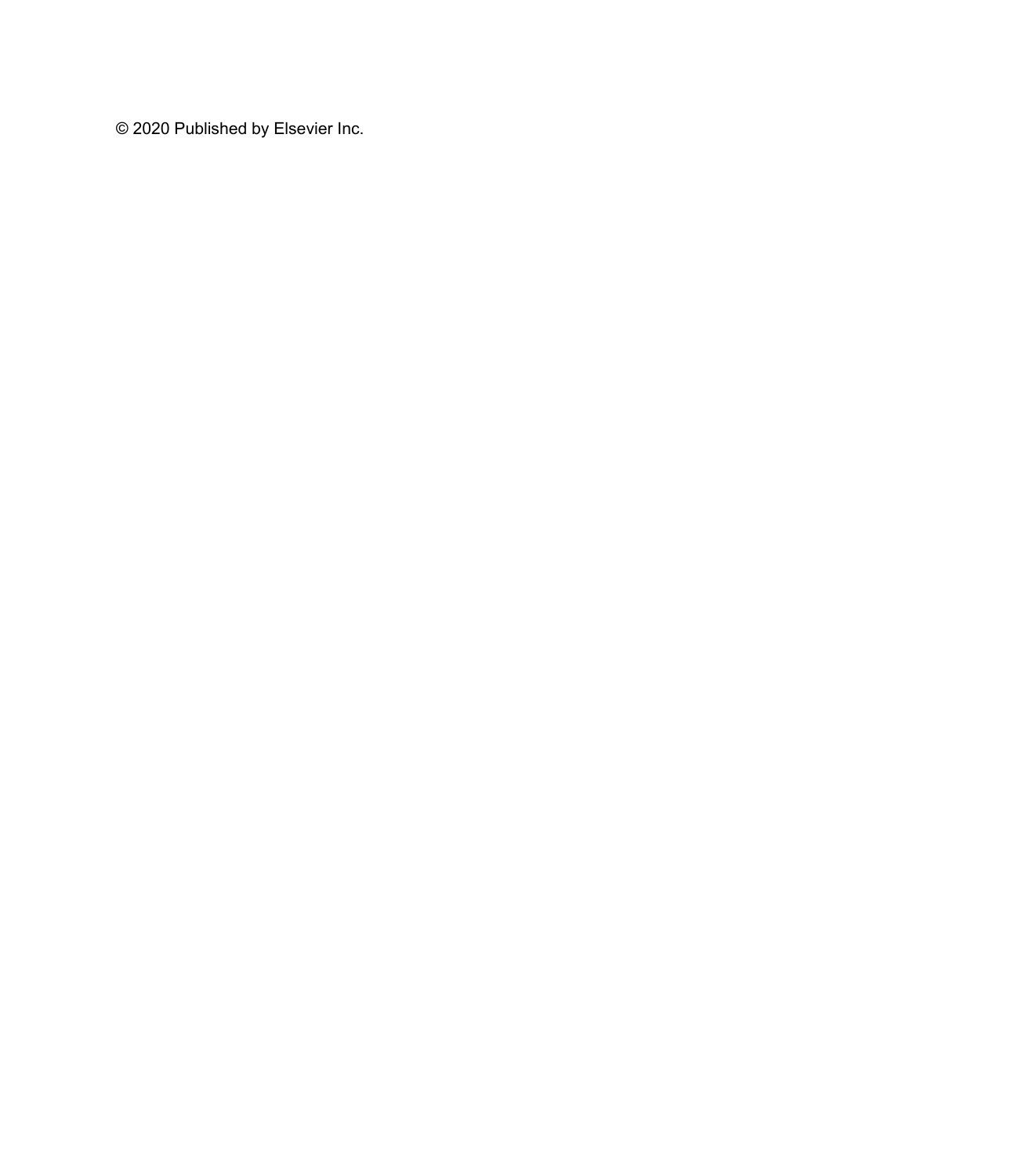© 2020 Published by Elsevier Inc.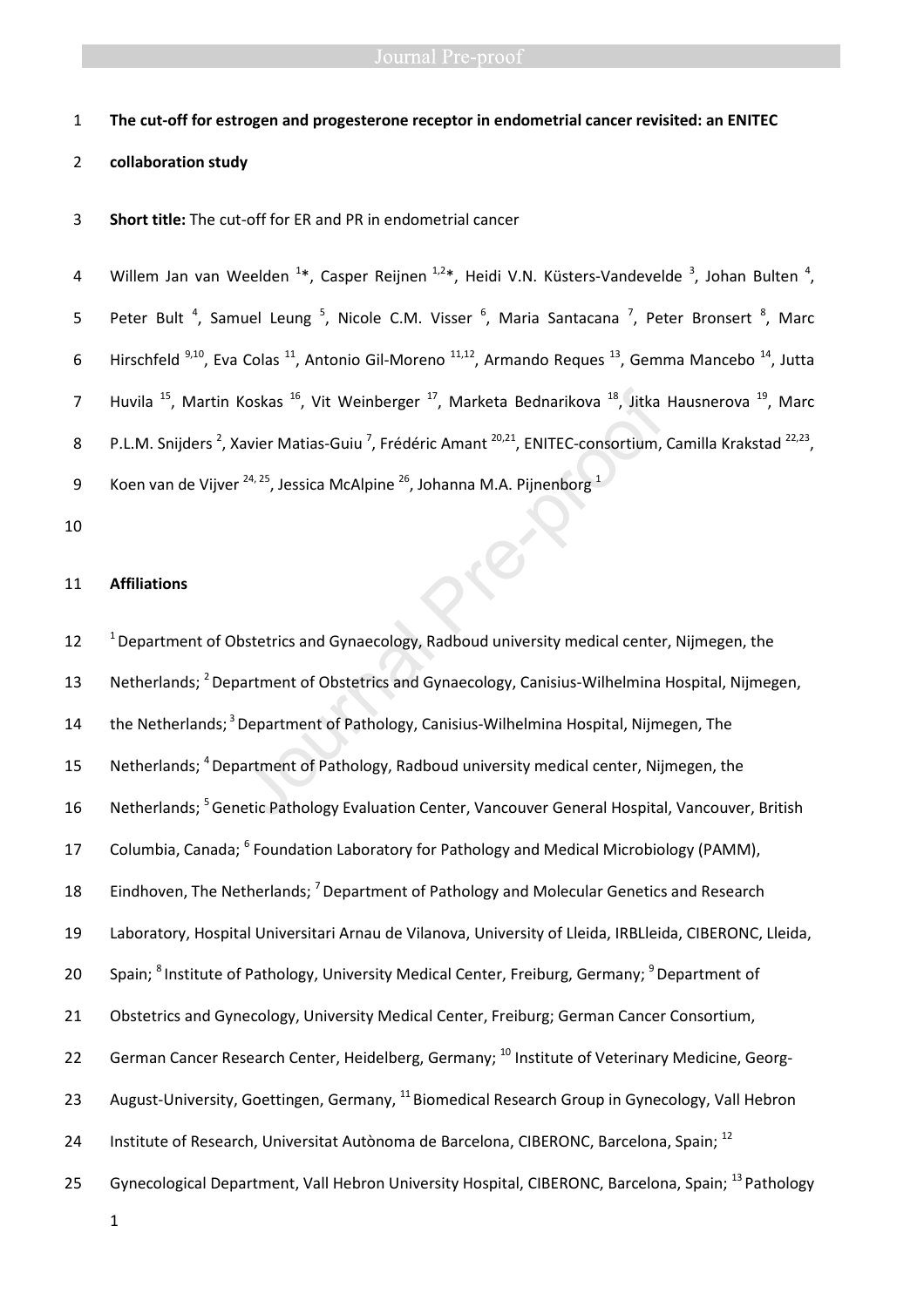**The cut-off for estrogen and progesterone receptor in endometrial cancer revisited: an ENITEC collaboration study**

**Short title:** The cut-off for ER and PR in endometrial cancer

Willem Jan van Weelden [1]*, Casper Reijnen [1,2]*, Heidi V.N. Küsters-Vandevelde [3], Johan Bulten [4], Peter Bult [4], Samuel Leung [5], Nicole C.M. Visser [6], Maria Santacana [7], Peter Bronsert [8], Marc Hirschfeld [9,10], Eva Colas [11], Antonio Gil-Moreno [11,12], Armando Reques [13], Gemma Mancebo [14], Jutta Huvila [15], Martin Koskas [16], Vit Weinberger [17], Marketa Bednarikova [18], Jitka Hausnerova [19], Marc P.L.M. Snijders [2], Xavier Matias-Guiu [7], Frédéric Amant [20,21], ENITEC-consortium, Camilla Krakstad [22,23], Koen van de Vijver [24, 25], Jessica McAlpine [26], Johanna M.A. Pijnenborg [1]

**Affiliations**

[1] Department of Obstetrics and Gynaecology, Radboud university medical center, Nijmegen, the Netherlands; [2] Department of Obstetrics and Gynaecology, Canisius-Wilhelmina Hospital, Nijmegen, the Netherlands; [3] Department of Pathology, Canisius-Wilhelmina Hospital, Nijmegen, The Netherlands; [4] Department of Pathology, Radboud university medical center, Nijmegen, the Netherlands; [5] Genetic Pathology Evaluation Center, Vancouver General Hospital, Vancouver, British Columbia, Canada; [6] Foundation Laboratory for Pathology and Medical Microbiology (PAMM), Eindhoven, The Netherlands; [7] Department of Pathology and Molecular Genetics and Research Laboratory, Hospital Universitari Arnau de Vilanova, University of Lleida, IRBLleida, CIBERONC, Lleida, Spain; [8] Institute of Pathology, University Medical Center, Freiburg, Germany; [9] Department of Obstetrics and Gynecology, University Medical Center, Freiburg; German Cancer Consortium, German Cancer Research Center, Heidelberg, Germany; [10] Institute of Veterinary Medicine, Georg-August-University, Goettingen, Germany, [11] Biomedical Research Group in Gynecology, Vall Hebron Institute of Research, Universitat Autònoma de Barcelona, CIBERONC, Barcelona, Spain; [12] Gynecological Department, Vall Hebron University Hospital, CIBERONC, Barcelona, Spain; [13] Pathology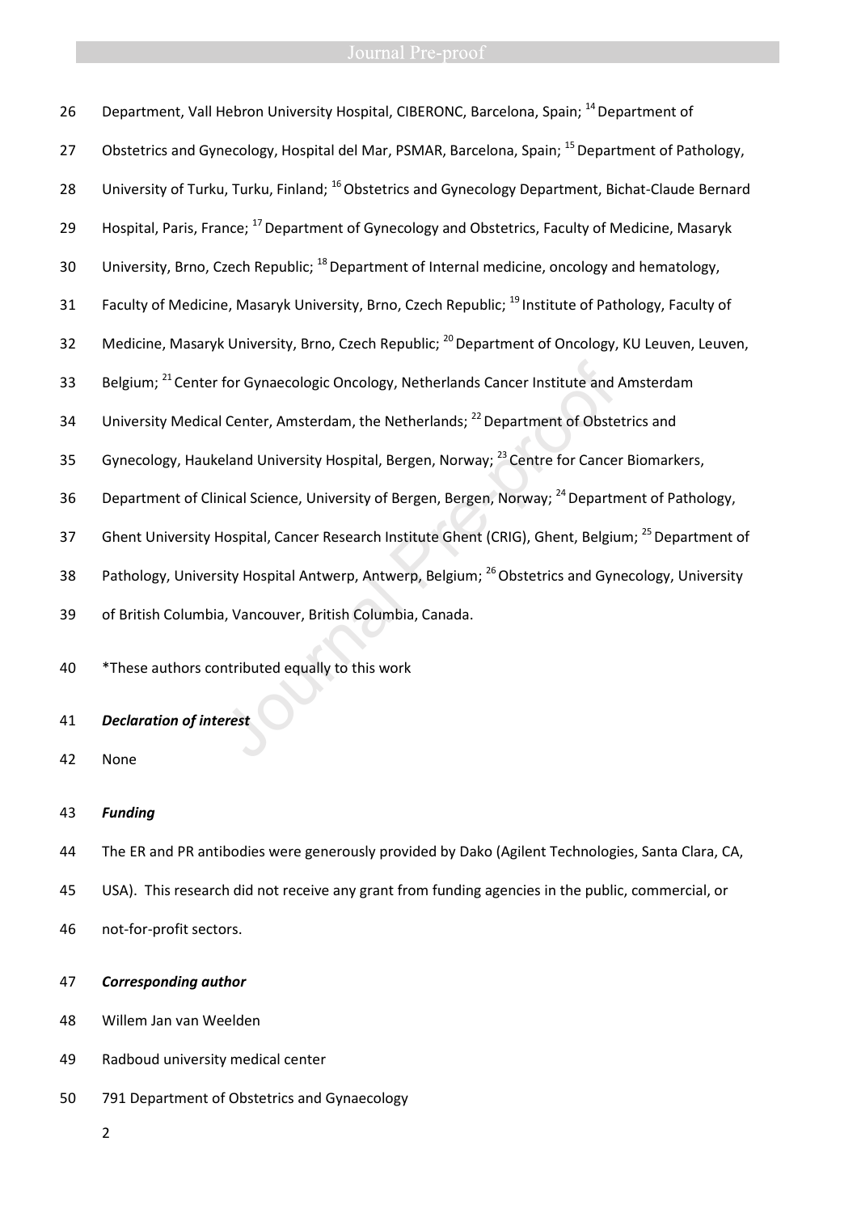Department, Vall Hebron University Hospital, CIBERONC, Barcelona, Spain; [14] Department of Obstetrics and Gynecology, Hospital del Mar, PSMAR, Barcelona, Spain; [15] Department of Pathology, University of Turku, Turku, Finland; [16] Obstetrics and Gynecology Department, Bichat-Claude Bernard Hospital, Paris, France; [17] Department of Gynecology and Obstetrics, Faculty of Medicine, Masaryk University, Brno, Czech Republic; [18] Department of Internal medicine, oncology and hematology, Faculty of Medicine, Masaryk University, Brno, Czech Republic; [19] Institute of Pathology, Faculty of Medicine, Masaryk University, Brno, Czech Republic; [20] Department of Oncology, KU Leuven, Leuven, Belgium; [21] Center for Gynaecologic Oncology, Netherlands Cancer Institute and Amsterdam University Medical Center, Amsterdam, the Netherlands; [22] Department of Obstetrics and Gynecology, Haukeland University Hospital, Bergen, Norway; [23] Centre for Cancer Biomarkers, Department of Clinical Science, University of Bergen, Bergen, Norway; [24] Department of Pathology, Ghent University Hospital, Cancer Research Institute Ghent (CRIG), Ghent, Belgium; [25] Department of Pathology, University Hospital Antwerp, Antwerp, Belgium; [26] Obstetrics and Gynecology, University of British Columbia, Vancouver, British Columbia, Canada.

*These authors contributed equally to this work

***Declaration of interest***

None

***Funding***

The ER and PR antibodies were generously provided by Dako (Agilent Technologies, Santa Clara, CA, USA). This research did not receive any grant from funding agencies in the public, commercial, or not-for-profit sectors.

***Corresponding author***

Willem Jan van Weelden

Radboud university medical center

791 Department of Obstetrics and Gynaecology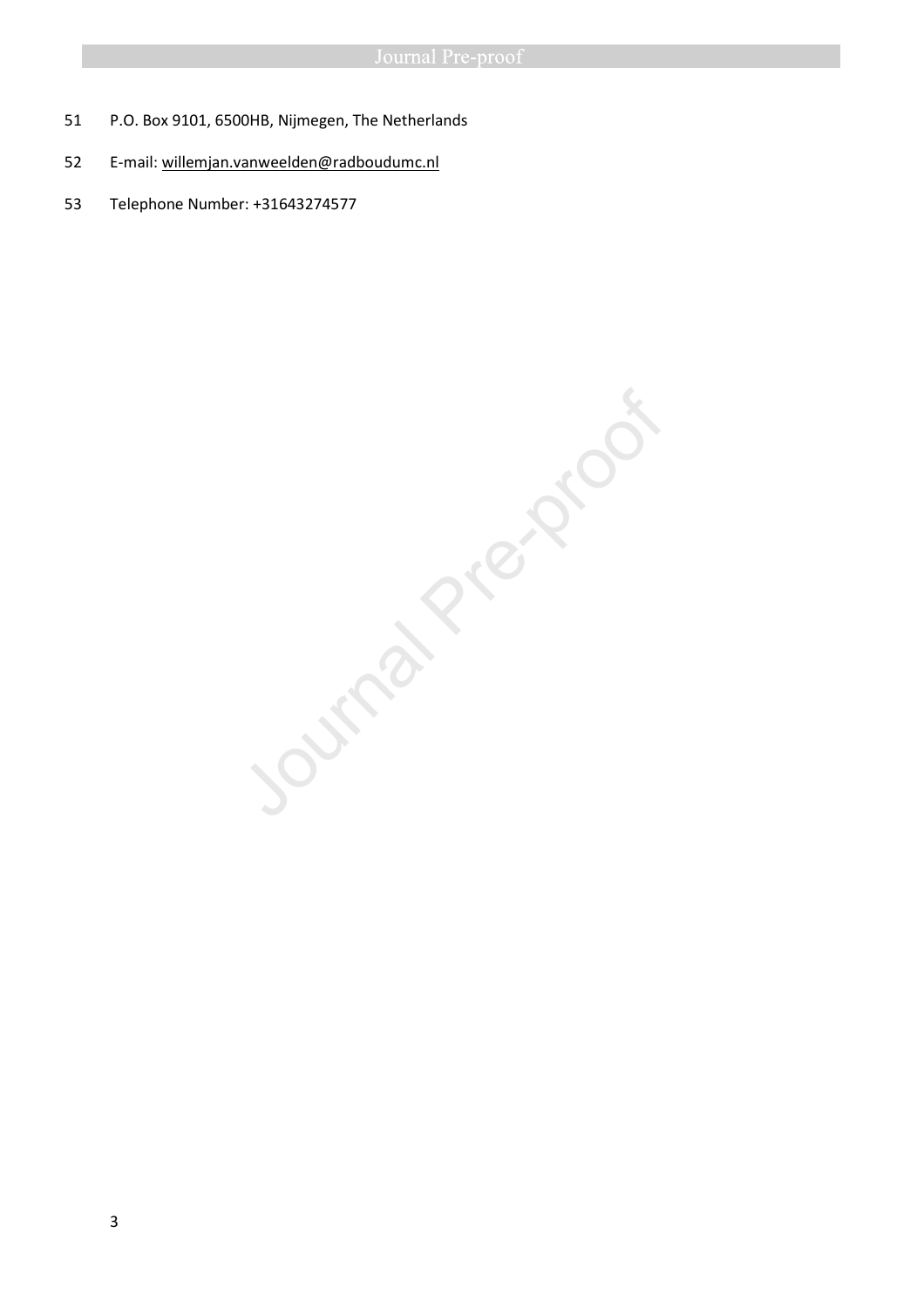P.O. Box 9101, 6500HB, Nijmegen, The Netherlands

E-mail: willemjan.vanweelden@radboudumc.nl

Telephone Number: +31643274577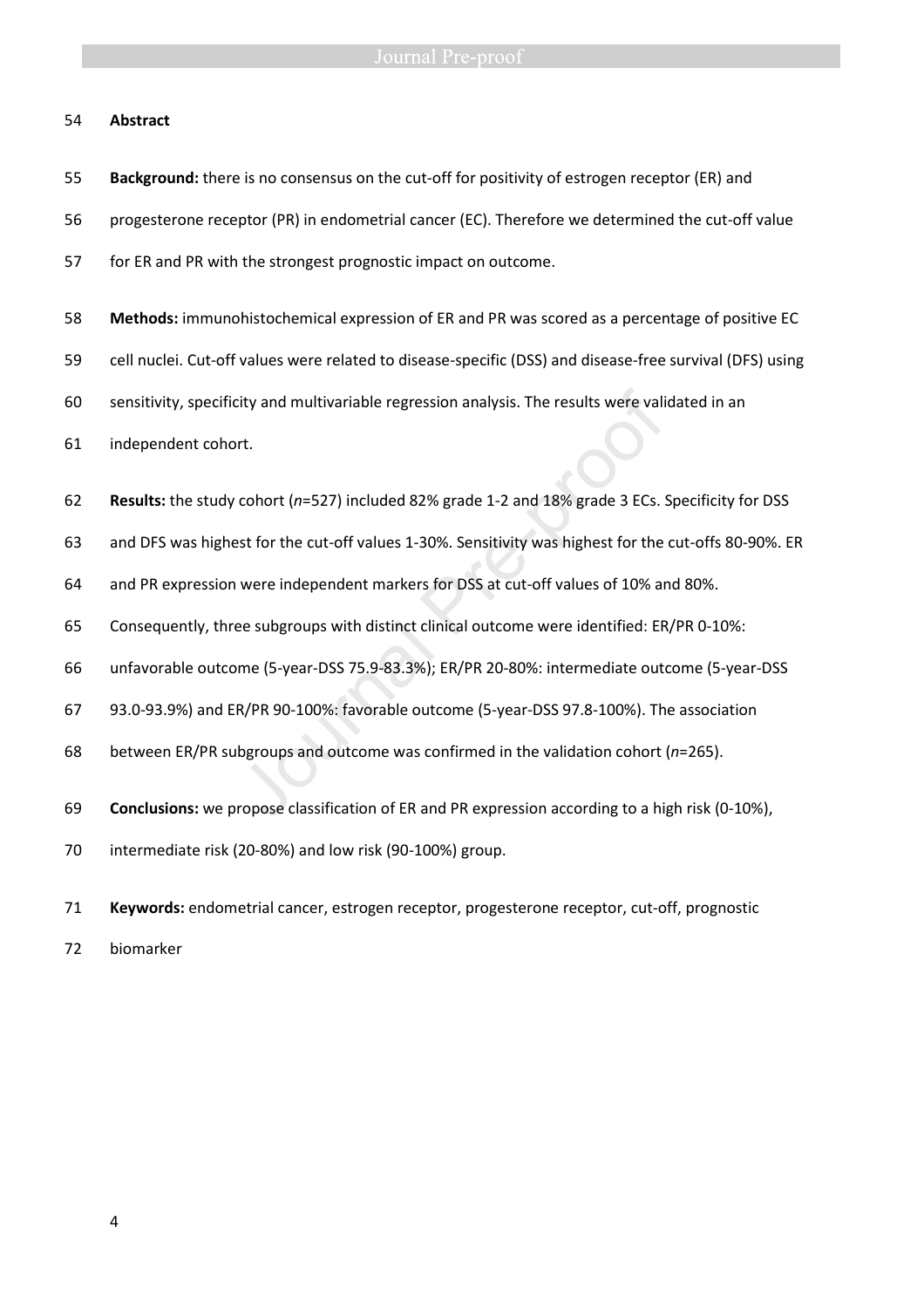## Abstract

**Background:** there is no consensus on the cut-off for positivity of estrogen receptor (ER) and progesterone receptor (PR) in endometrial cancer (EC). Therefore we determined the cut-off value for ER and PR with the strongest prognostic impact on outcome.

**Methods:** immunohistochemical expression of ER and PR was scored as a percentage of positive EC cell nuclei. Cut-off values were related to disease-specific (DSS) and disease-free survival (DFS) using sensitivity, specificity and multivariable regression analysis. The results were validated in an independent cohort.

**Results:** the study cohort ($n$=527) included 82% grade 1-2 and 18% grade 3 ECs. Specificity for DSS and DFS was highest for the cut-off values 1-30%. Sensitivity was highest for the cut-offs 80-90%. ER and PR expression were independent markers for DSS at cut-off values of 10% and 80%. Consequently, three subgroups with distinct clinical outcome were identified: ER/PR 0-10%: unfavorable outcome (5-year-DSS 75.9-83.3%); ER/PR 20-80%: intermediate outcome (5-year-DSS 93.0-93.9%) and ER/PR 90-100%: favorable outcome (5-year-DSS 97.8-100%). The association between ER/PR subgroups and outcome was confirmed in the validation cohort ($n$=265).

**Conclusions:** we propose classification of ER and PR expression according to a high risk (0-10%), intermediate risk (20-80%) and low risk (90-100%) group.

**Keywords:** endometrial cancer, estrogen receptor, progesterone receptor, cut-off, prognostic biomarker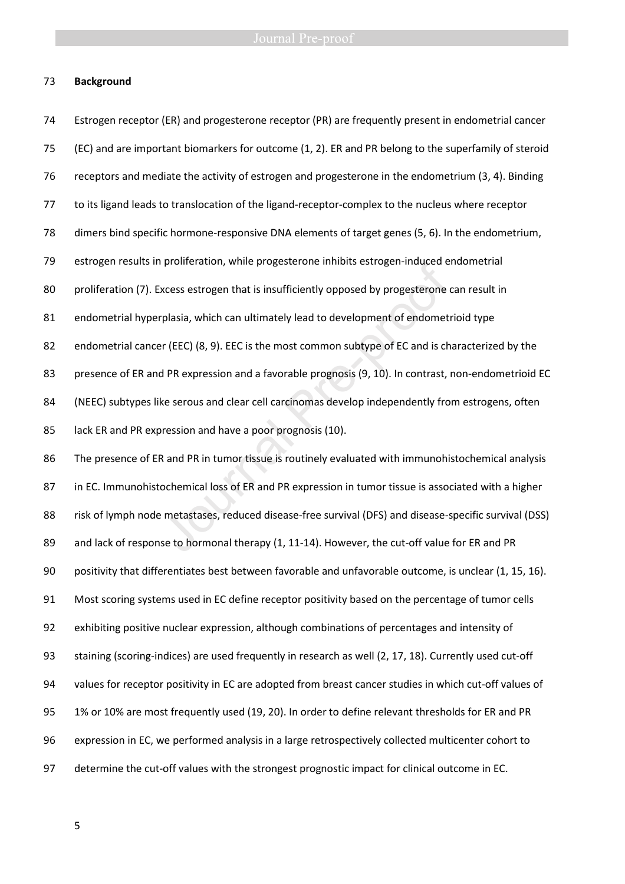## Background

Estrogen receptor (ER) and progesterone receptor (PR) are frequently present in endometrial cancer (EC) and are important biomarkers for outcome (1, 2). ER and PR belong to the superfamily of steroid receptors and mediate the activity of estrogen and progesterone in the endometrium (3, 4). Binding to its ligand leads to translocation of the ligand-receptor-complex to the nucleus where receptor dimers bind specific hormone-responsive DNA elements of target genes (5, 6). In the endometrium, estrogen results in proliferation, while progesterone inhibits estrogen-induced endometrial proliferation (7). Excess estrogen that is insufficiently opposed by progesterone can result in endometrial hyperplasia, which can ultimately lead to development of endometrioid type endometrial cancer (EEC) (8, 9). EEC is the most common subtype of EC and is characterized by the presence of ER and PR expression and a favorable prognosis (9, 10). In contrast, non-endometrioid EC (NEEC) subtypes like serous and clear cell carcinomas develop independently from estrogens, often lack ER and PR expression and have a poor prognosis (10).

The presence of ER and PR in tumor tissue is routinely evaluated with immunohistochemical analysis in EC. Immunohistochemical loss of ER and PR expression in tumor tissue is associated with a higher risk of lymph node metastases, reduced disease-free survival (DFS) and disease-specific survival (DSS) and lack of response to hormonal therapy (1, 11-14). However, the cut-off value for ER and PR positivity that differentiates best between favorable and unfavorable outcome, is unclear (1, 15, 16). Most scoring systems used in EC define receptor positivity based on the percentage of tumor cells exhibiting positive nuclear expression, although combinations of percentages and intensity of staining (scoring-indices) are used frequently in research as well (2, 17, 18). Currently used cut-off values for receptor positivity in EC are adopted from breast cancer studies in which cut-off values of 1% or 10% are most frequently used (19, 20). In order to define relevant thresholds for ER and PR expression in EC, we performed analysis in a large retrospectively collected multicenter cohort to determine the cut-off values with the strongest prognostic impact for clinical outcome in EC.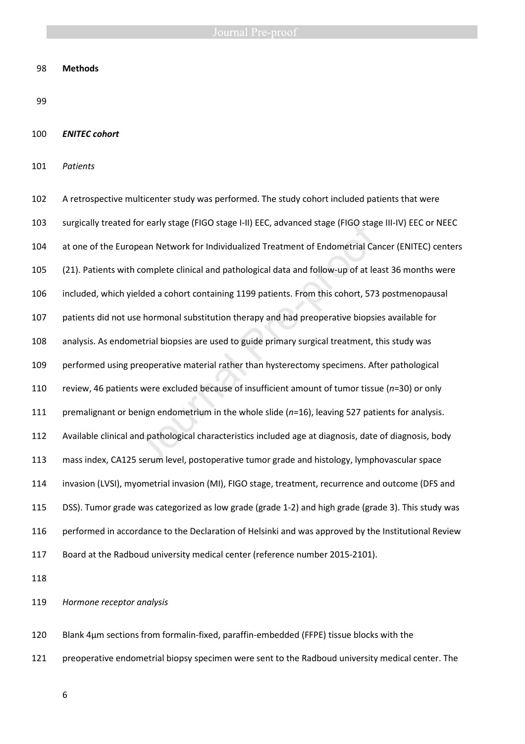## Methods

### *ENITEC cohort*

*Patients*

A retrospective multicenter study was performed. The study cohort included patients that were surgically treated for early stage (FIGO stage I-II) EEC, advanced stage (FIGO stage III-IV) EEC or NEEC at one of the European Network for Individualized Treatment of Endometrial Cancer (ENITEC) centers (21). Patients with complete clinical and pathological data and follow-up of at least 36 months were included, which yielded a cohort containing 1199 patients. From this cohort, 573 postmenopausal patients did not use hormonal substitution therapy and had preoperative biopsies available for analysis. As endometrial biopsies are used to guide primary surgical treatment, this study was performed using preoperative material rather than hysterectomy specimens. After pathological review, 46 patients were excluded because of insufficient amount of tumor tissue (*n*=30) or only premalignant or benign endometrium in the whole slide (*n*=16), leaving 527 patients for analysis. Available clinical and pathological characteristics included age at diagnosis, date of diagnosis, body mass index, CA125 serum level, postoperative tumor grade and histology, lymphovascular space invasion (LVSI), myometrial invasion (MI), FIGO stage, treatment, recurrence and outcome (DFS and DSS). Tumor grade was categorized as low grade (grade 1-2) and high grade (grade 3). This study was performed in accordance to the Declaration of Helsinki and was approved by the Institutional Review Board at the Radboud university medical center (reference number 2015-2101).

*Hormone receptor analysis*

Blank 4µm sections from formalin-fixed, paraffin-embedded (FFPE) tissue blocks with the preoperative endometrial biopsy specimen were sent to the Radboud university medical center. The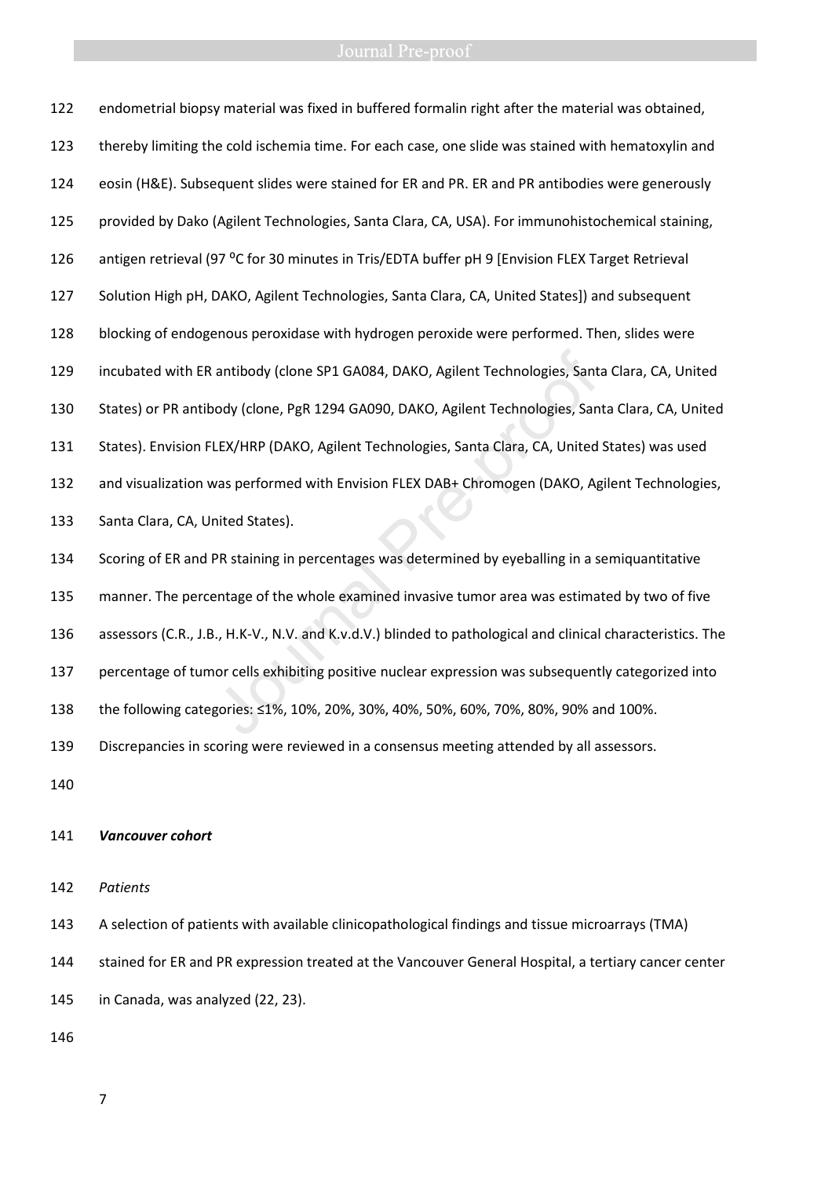endometrial biopsy material was fixed in buffered formalin right after the material was obtained, thereby limiting the cold ischemia time. For each case, one slide was stained with hematoxylin and eosin (H&E). Subsequent slides were stained for ER and PR. ER and PR antibodies were generously provided by Dako (Agilent Technologies, Santa Clara, CA, USA). For immunohistochemical staining, antigen retrieval (97 $^{0}$C for 30 minutes in Tris/EDTA buffer pH 9 [Envision FLEX Target Retrieval Solution High pH, DAKO, Agilent Technologies, Santa Clara, CA, United States]) and subsequent blocking of endogenous peroxidase with hydrogen peroxide were performed. Then, slides were incubated with ER antibody (clone SP1 GA084, DAKO, Agilent Technologies, Santa Clara, CA, United States) or PR antibody (clone, PgR 1294 GA090, DAKO, Agilent Technologies, Santa Clara, CA, United States). Envision FLEX/HRP (DAKO, Agilent Technologies, Santa Clara, CA, United States) was used and visualization was performed with Envision FLEX DAB+ Chromogen (DAKO, Agilent Technologies, Santa Clara, CA, United States).

Scoring of ER and PR staining in percentages was determined by eyeballing in a semiquantitative manner. The percentage of the whole examined invasive tumor area was estimated by two of five assessors (C.R., J.B., H.K-V., N.V. and K.v.d.V.) blinded to pathological and clinical characteristics. The percentage of tumor cells exhibiting positive nuclear expression was subsequently categorized into the following categories: ≤1%, 10%, 20%, 30%, 40%, 50%, 60%, 70%, 80%, 90% and 100%. Discrepancies in scoring were reviewed in a consensus meeting attended by all assessors.

***Vancouver cohort***

*Patients*

A selection of patients with available clinicopathological findings and tissue microarrays (TMA) stained for ER and PR expression treated at the Vancouver General Hospital, a tertiary cancer center in Canada, was analyzed (22, 23).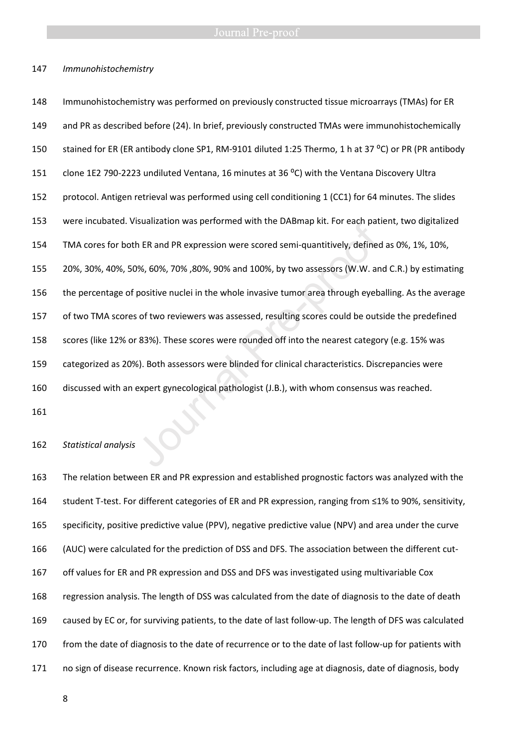*Immunohistochemistry*

Immunohistochemistry was performed on previously constructed tissue microarrays (TMAs) for ER and PR as described before (24). In brief, previously constructed TMAs were immunohistochemically stained for ER (ER antibody clone SP1, RM-9101 diluted 1:25 Thermo, 1 h at 37 $^{0}$C) or PR (PR antibody clone 1E2 790-2223 undiluted Ventana, 16 minutes at 36 $^{0}$C) with the Ventana Discovery Ultra protocol. Antigen retrieval was performed using cell conditioning 1 (CC1) for 64 minutes. The slides were incubated. Visualization was performed with the DABmap kit. For each patient, two digitalized TMA cores for both ER and PR expression were scored semi-quantitively, defined as 0%, 1%, 10%, 20%, 30%, 40%, 50%, 60%, 70% ,80%, 90% and 100%, by two assessors (W.W. and C.R.) by estimating the percentage of positive nuclei in the whole invasive tumor area through eyeballing. As the average of two TMA scores of two reviewers was assessed, resulting scores could be outside the predefined scores (like 12% or 83%). These scores were rounded off into the nearest category (e.g. 15% was categorized as 20%). Both assessors were blinded for clinical characteristics. Discrepancies were discussed with an expert gynecological pathologist (J.B.), with whom consensus was reached.

*Statistical analysis*

The relation between ER and PR expression and established prognostic factors was analyzed with the student T-test. For different categories of ER and PR expression, ranging from ≤1% to 90%, sensitivity, specificity, positive predictive value (PPV), negative predictive value (NPV) and area under the curve (AUC) were calculated for the prediction of DSS and DFS. The association between the different cut-off values for ER and PR expression and DSS and DFS was investigated using multivariable Cox regression analysis. The length of DSS was calculated from the date of diagnosis to the date of death caused by EC or, for surviving patients, to the date of last follow-up. The length of DFS was calculated from the date of diagnosis to the date of recurrence or to the date of last follow-up for patients with no sign of disease recurrence. Known risk factors, including age at diagnosis, date of diagnosis, body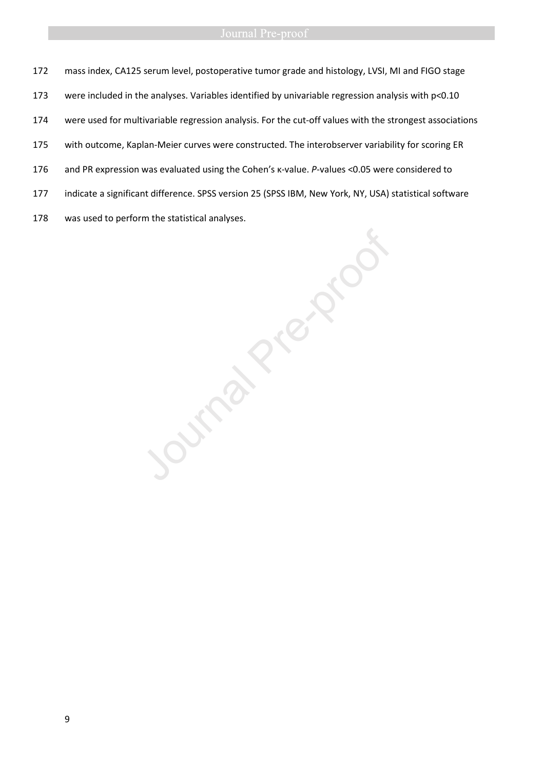mass index, CA125 serum level, postoperative tumor grade and histology, LVSI, MI and FIGO stage were included in the analyses. Variables identified by univariable regression analysis with $p<0.10$ were used for multivariable regression analysis. For the cut-off values with the strongest associations with outcome, Kaplan-Meier curves were constructed. The interobserver variability for scoring ER and PR expression was evaluated using the Cohen's κ-value. *P*-values <0.05 were considered to indicate a significant difference. SPSS version 25 (SPSS IBM, New York, NY, USA) statistical software was used to perform the statistical analyses.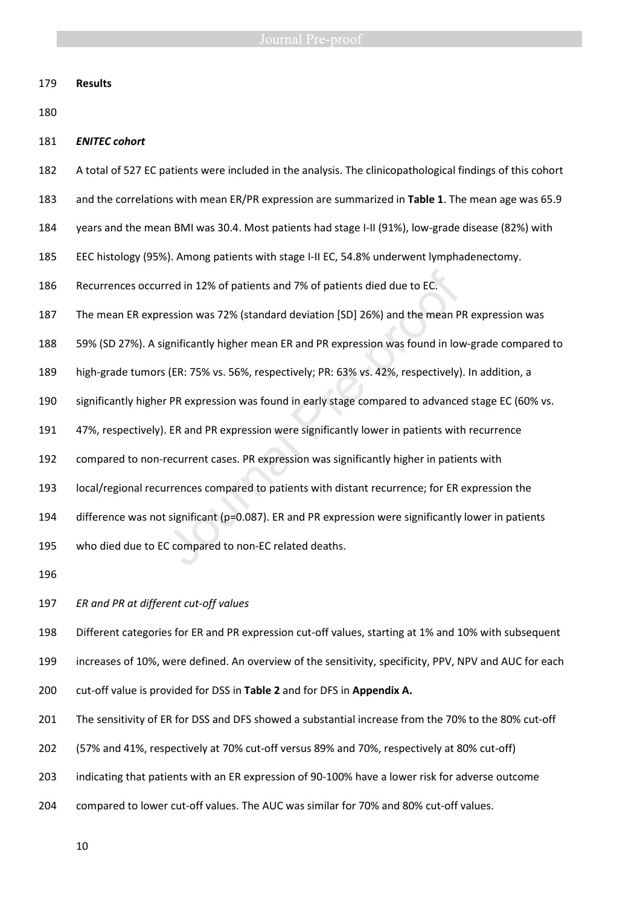## Results

### ***ENITEC cohort***

A total of 527 EC patients were included in the analysis. The clinicopathological findings of this cohort and the correlations with mean ER/PR expression are summarized in **Table 1**. The mean age was 65.9 years and the mean BMI was 30.4. Most patients had stage I-II (91%), low-grade disease (82%) with EEC histology (95%). Among patients with stage I-II EC, 54.8% underwent lymphadenectomy. Recurrences occurred in 12% of patients and 7% of patients died due to EC.

The mean ER expression was 72% (standard deviation [SD] 26%) and the mean PR expression was 59% (SD 27%). A significantly higher mean ER and PR expression was found in low-grade compared to high-grade tumors (ER: 75% vs. 56%, respectively; PR: 63% vs. 42%, respectively). In addition, a significantly higher PR expression was found in early stage compared to advanced stage EC (60% vs. 47%, respectively). ER and PR expression were significantly lower in patients with recurrence compared to non-recurrent cases. PR expression was significantly higher in patients with local/regional recurrences compared to patients with distant recurrence; for ER expression the difference was not significant (p=0.087). ER and PR expression were significantly lower in patients who died due to EC compared to non-EC related deaths.

*ER and PR at different cut-off values*

Different categories for ER and PR expression cut-off values, starting at 1% and 10% with subsequent increases of 10%, were defined. An overview of the sensitivity, specificity, PPV, NPV and AUC for each cut-off value is provided for DSS in **Table 2** and for DFS in **Appendix A.**

The sensitivity of ER for DSS and DFS showed a substantial increase from the 70% to the 80% cut-off (57% and 41%, respectively at 70% cut-off versus 89% and 70%, respectively at 80% cut-off) indicating that patients with an ER expression of 90-100% have a lower risk for adverse outcome compared to lower cut-off values. The AUC was similar for 70% and 80% cut-off values.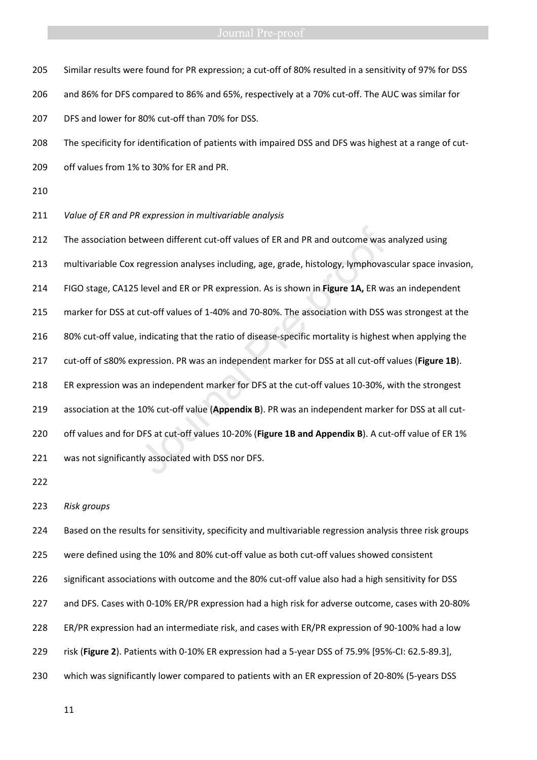Similar results were found for PR expression; a cut-off of 80% resulted in a sensitivity of 97% for DSS and 86% for DFS compared to 86% and 65%, respectively at a 70% cut-off. The AUC was similar for DFS and lower for 80% cut-off than 70% for DSS.

The specificity for identification of patients with impaired DSS and DFS was highest at a range of cut-off values from 1% to 30% for ER and PR.

*Value of ER and PR expression in multivariable analysis*

The association between different cut-off values of ER and PR and outcome was analyzed using multivariable Cox regression analyses including, age, grade, histology, lymphovascular space invasion, FIGO stage, CA125 level and ER or PR expression. As is shown in **Figure 1A,** ER was an independent marker for DSS at cut-off values of 1-40% and 70-80%. The association with DSS was strongest at the 80% cut-off value, indicating that the ratio of disease-specific mortality is highest when applying the cut-off of ≤80% expression. PR was an independent marker for DSS at all cut-off values (**Figure 1B**). ER expression was an independent marker for DFS at the cut-off values 10-30%, with the strongest association at the 10% cut-off value (**Appendix B**). PR was an independent marker for DSS at all cut-off values and for DFS at cut-off values 10-20% (**Figure 1B and Appendix B**). A cut-off value of ER 1% was not significantly associated with DSS nor DFS.

*Risk groups*

Based on the results for sensitivity, specificity and multivariable regression analysis three risk groups were defined using the 10% and 80% cut-off value as both cut-off values showed consistent significant associations with outcome and the 80% cut-off value also had a high sensitivity for DSS and DFS. Cases with 0-10% ER/PR expression had a high risk for adverse outcome, cases with 20-80% ER/PR expression had an intermediate risk, and cases with ER/PR expression of 90-100% had a low risk (**Figure 2**). Patients with 0-10% ER expression had a 5-year DSS of 75.9% [95%-CI: 62.5-89.3], which was significantly lower compared to patients with an ER expression of 20-80% (5-years DSS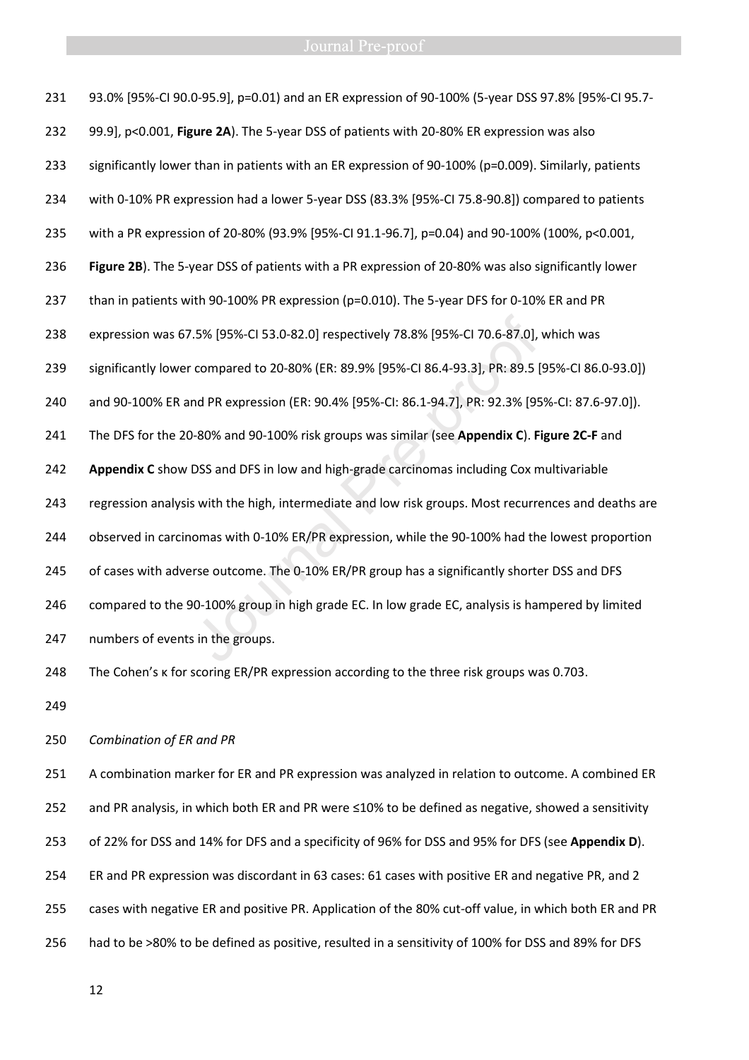93.0% [95%-CI 90.0-95.9], p=0.01) and an ER expression of 90-100% (5-year DSS 97.8% [95%-CI 95.7-99.9], p<0.001, **Figure 2A**). The 5-year DSS of patients with 20-80% ER expression was also significantly lower than in patients with an ER expression of 90-100% (p=0.009). Similarly, patients with 0-10% PR expression had a lower 5-year DSS (83.3% [95%-CI 75.8-90.8]) compared to patients with a PR expression of 20-80% (93.9% [95%-CI 91.1-96.7], p=0.04) and 90-100% (100%, p<0.001, **Figure 2B**). The 5-year DSS of patients with a PR expression of 20-80% was also significantly lower than in patients with 90-100% PR expression (p=0.010). The 5-year DFS for 0-10% ER and PR expression was 67.5% [95%-CI 53.0-82.0] respectively 78.8% [95%-CI 70.6-87.0], which was significantly lower compared to 20-80% (ER: 89.9% [95%-CI 86.4-93.3], PR: 89.5 [95%-CI 86.0-93.0]) and 90-100% ER and PR expression (ER: 90.4% [95%-CI: 86.1-94.7], PR: 92.3% [95%-CI: 87.6-97.0]). The DFS for the 20-80% and 90-100% risk groups was similar (see **Appendix C**). **Figure 2C-F** and **Appendix C** show DSS and DFS in low and high-grade carcinomas including Cox multivariable regression analysis with the high, intermediate and low risk groups. Most recurrences and deaths are observed in carcinomas with 0-10% ER/PR expression, while the 90-100% had the lowest proportion of cases with adverse outcome. The 0-10% ER/PR group has a significantly shorter DSS and DFS compared to the 90-100% group in high grade EC. In low grade EC, analysis is hampered by limited numbers of events in the groups.

The Cohen's κ for scoring ER/PR expression according to the three risk groups was 0.703.

*Combination of ER and PR*

A combination marker for ER and PR expression was analyzed in relation to outcome. A combined ER and PR analysis, in which both ER and PR were ≤10% to be defined as negative, showed a sensitivity of 22% for DSS and 14% for DFS and a specificity of 96% for DSS and 95% for DFS (see **Appendix D**). ER and PR expression was discordant in 63 cases: 61 cases with positive ER and negative PR, and 2 cases with negative ER and positive PR. Application of the 80% cut-off value, in which both ER and PR had to be >80% to be defined as positive, resulted in a sensitivity of 100% for DSS and 89% for DFS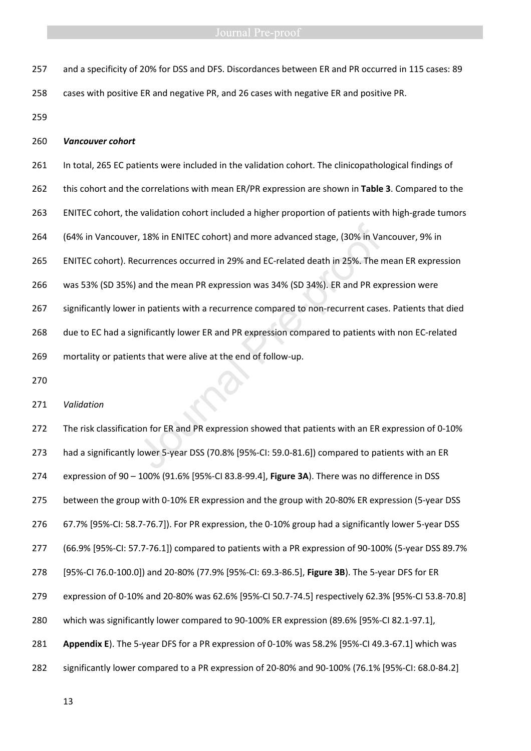and a specificity of 20% for DSS and DFS. Discordances between ER and PR occurred in 115 cases: 89 cases with positive ER and negative PR, and 26 cases with negative ER and positive PR.

***Vancouver cohort***

In total, 265 EC patients were included in the validation cohort. The clinicopathological findings of this cohort and the correlations with mean ER/PR expression are shown in **Table 3**. Compared to the ENITEC cohort, the validation cohort included a higher proportion of patients with high-grade tumors (64% in Vancouver, 18% in ENITEC cohort) and more advanced stage, (30% in Vancouver, 9% in ENITEC cohort). Recurrences occurred in 29% and EC-related death in 25%. The mean ER expression was 53% (SD 35%) and the mean PR expression was 34% (SD 34%). ER and PR expression were significantly lower in patients with a recurrence compared to non-recurrent cases. Patients that died due to EC had a significantly lower ER and PR expression compared to patients with non EC-related mortality or patients that were alive at the end of follow-up.

*Validation*

The risk classification for ER and PR expression showed that patients with an ER expression of 0-10% had a significantly lower 5-year DSS (70.8% [95%-CI: 59.0-81.6]) compared to patients with an ER expression of 90 – 100% (91.6% [95%-CI 83.8-99.4], **Figure 3A**). There was no difference in DSS between the group with 0-10% ER expression and the group with 20-80% ER expression (5-year DSS 67.7% [95%-CI: 58.7-76.7]). For PR expression, the 0-10% group had a significantly lower 5-year DSS (66.9% [95%-CI: 57.7-76.1]) compared to patients with a PR expression of 90-100% (5-year DSS 89.7% [95%-CI 76.0-100.0]) and 20-80% (77.9% [95%-CI: 69.3-86.5], **Figure 3B**). The 5-year DFS for ER expression of 0-10% and 20-80% was 62.6% [95%-CI 50.7-74.5] respectively 62.3% [95%-CI 53.8-70.8] which was significantly lower compared to 90-100% ER expression (89.6% [95%-CI 82.1-97.1], **Appendix E**). The 5-year DFS for a PR expression of 0-10% was 58.2% [95%-CI 49.3-67.1] which was significantly lower compared to a PR expression of 20-80% and 90-100% (76.1% [95%-CI: 68.0-84.2]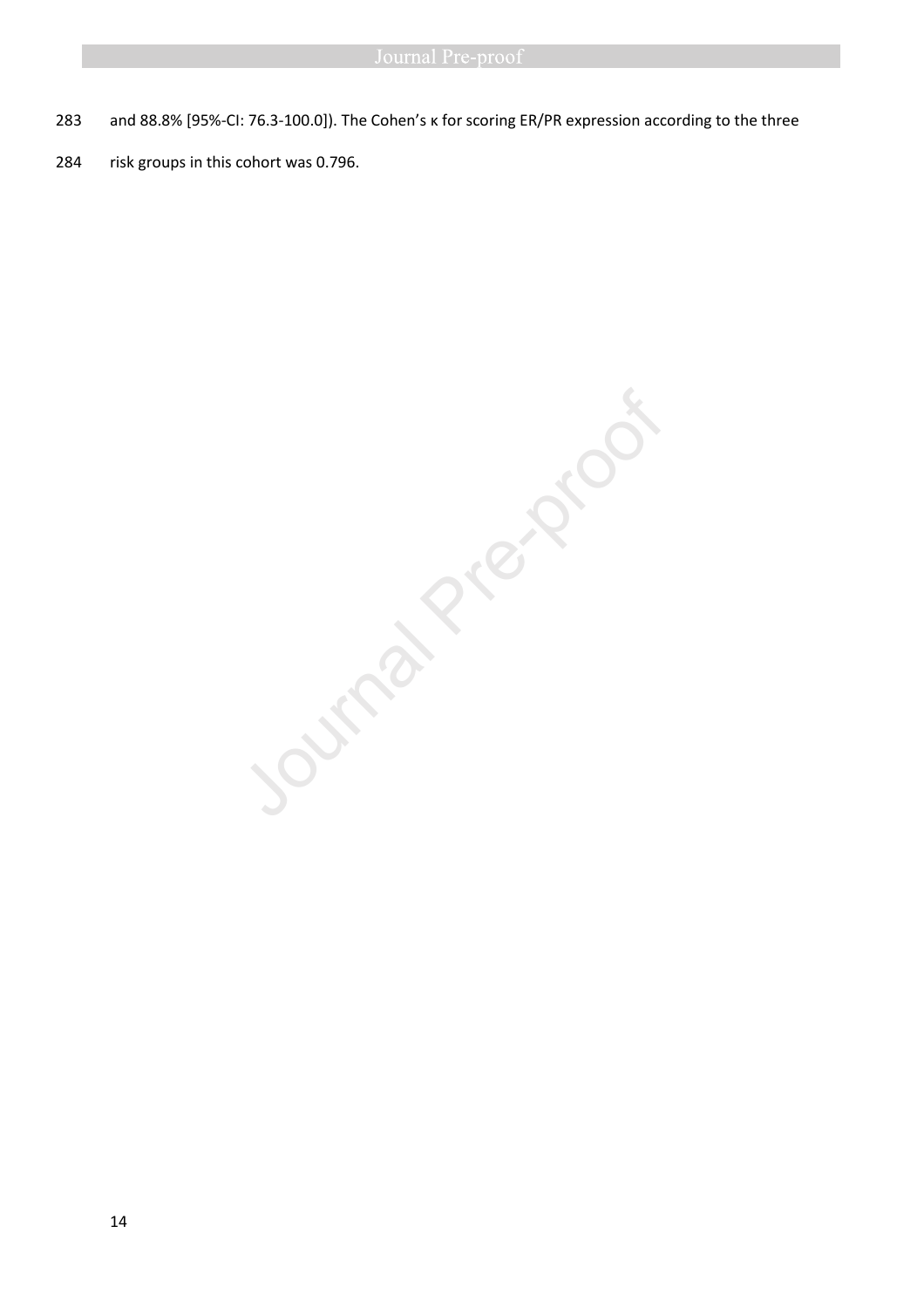and 88.8% [95%-CI: 76.3-100.0]). The Cohen's κ for scoring ER/PR expression according to the three risk groups in this cohort was 0.796.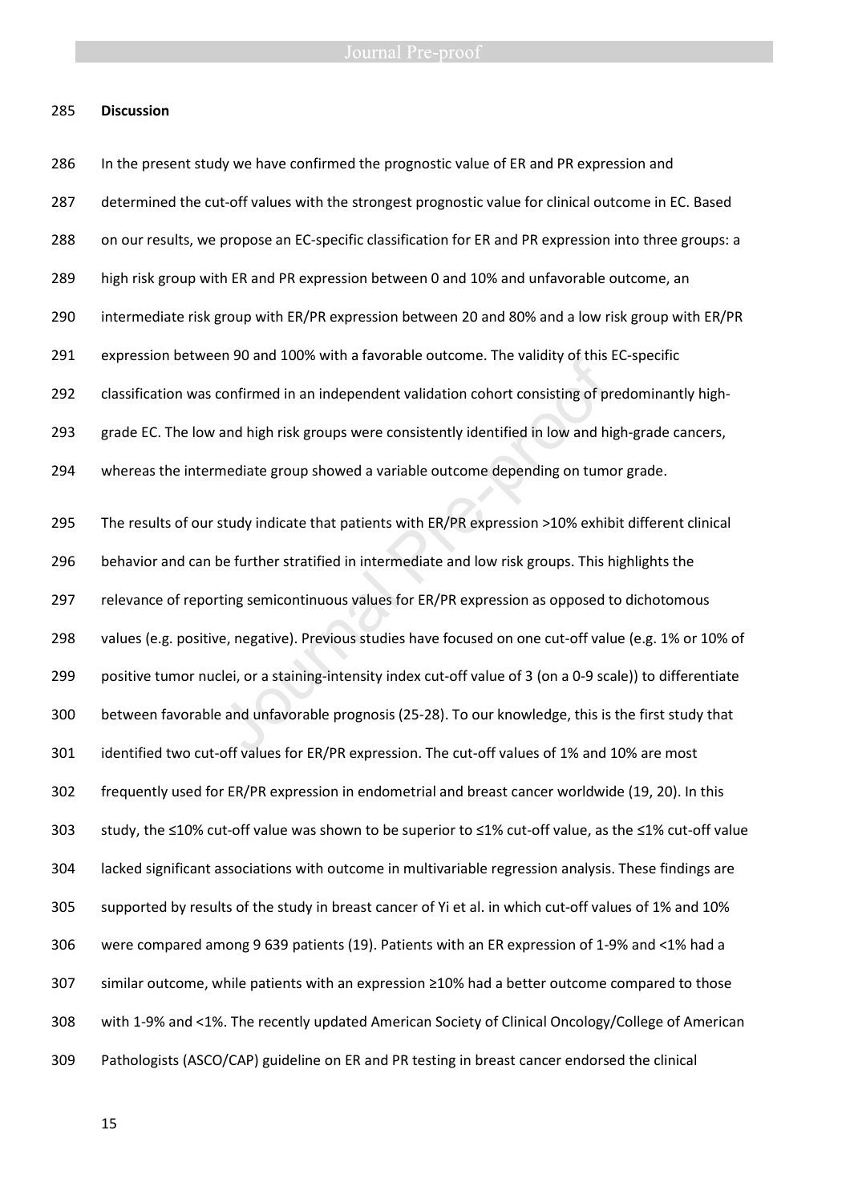## Discussion

In the present study we have confirmed the prognostic value of ER and PR expression and determined the cut-off values with the strongest prognostic value for clinical outcome in EC. Based on our results, we propose an EC-specific classification for ER and PR expression into three groups: a high risk group with ER and PR expression between 0 and 10% and unfavorable outcome, an intermediate risk group with ER/PR expression between 20 and 80% and a low risk group with ER/PR expression between 90 and 100% with a favorable outcome. The validity of this EC-specific classification was confirmed in an independent validation cohort consisting of predominantly high-grade EC. The low and high risk groups were consistently identified in low and high-grade cancers, whereas the intermediate group showed a variable outcome depending on tumor grade.

The results of our study indicate that patients with ER/PR expression >10% exhibit different clinical behavior and can be further stratified in intermediate and low risk groups. This highlights the relevance of reporting semicontinuous values for ER/PR expression as opposed to dichotomous values (e.g. positive, negative). Previous studies have focused on one cut-off value (e.g. 1% or 10% of positive tumor nuclei, or a staining-intensity index cut-off value of 3 (on a 0-9 scale)) to differentiate between favorable and unfavorable prognosis (25-28). To our knowledge, this is the first study that identified two cut-off values for ER/PR expression. The cut-off values of 1% and 10% are most frequently used for ER/PR expression in endometrial and breast cancer worldwide (19, 20). In this study, the ≤10% cut-off value was shown to be superior to ≤1% cut-off value, as the ≤1% cut-off value lacked significant associations with outcome in multivariable regression analysis. These findings are supported by results of the study in breast cancer of Yi et al. in which cut-off values of 1% and 10% were compared among 9 639 patients (19). Patients with an ER expression of 1-9% and <1% had a similar outcome, while patients with an expression ≥10% had a better outcome compared to those with 1-9% and <1%. The recently updated American Society of Clinical Oncology/College of American Pathologists (ASCO/CAP) guideline on ER and PR testing in breast cancer endorsed the clinical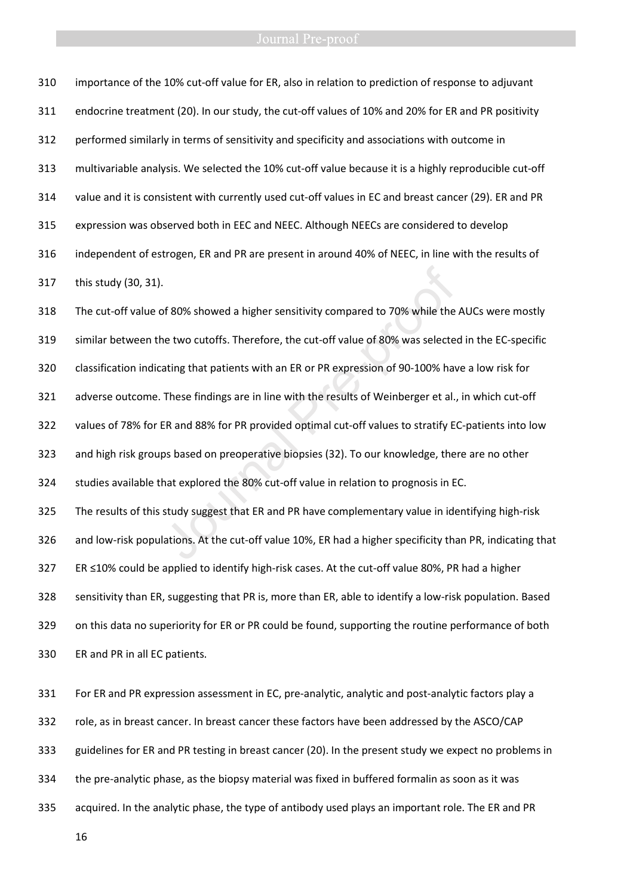importance of the 10% cut-off value for ER, also in relation to prediction of response to adjuvant endocrine treatment (20). In our study, the cut-off values of 10% and 20% for ER and PR positivity performed similarly in terms of sensitivity and specificity and associations with outcome in multivariable analysis. We selected the 10% cut-off value because it is a highly reproducible cut-off value and it is consistent with currently used cut-off values in EC and breast cancer (29). ER and PR expression was observed both in EEC and NEEC. Although NEECs are considered to develop independent of estrogen, ER and PR are present in around 40% of NEEC, in line with the results of this study (30, 31).

The cut-off value of 80% showed a higher sensitivity compared to 70% while the AUCs were mostly similar between the two cutoffs. Therefore, the cut-off value of 80% was selected in the EC-specific classification indicating that patients with an ER or PR expression of 90-100% have a low risk for adverse outcome. These findings are in line with the results of Weinberger et al., in which cut-off values of 78% for ER and 88% for PR provided optimal cut-off values to stratify EC-patients into low and high risk groups based on preoperative biopsies (32). To our knowledge, there are no other studies available that explored the 80% cut-off value in relation to prognosis in EC.

The results of this study suggest that ER and PR have complementary value in identifying high-risk and low-risk populations. At the cut-off value 10%, ER had a higher specificity than PR, indicating that ER ≤10% could be applied to identify high-risk cases. At the cut-off value 80%, PR had a higher sensitivity than ER, suggesting that PR is, more than ER, able to identify a low-risk population. Based on this data no superiority for ER or PR could be found, supporting the routine performance of both ER and PR in all EC patients.

For ER and PR expression assessment in EC, pre-analytic, analytic and post-analytic factors play a role, as in breast cancer. In breast cancer these factors have been addressed by the ASCO/CAP guidelines for ER and PR testing in breast cancer (20). In the present study we expect no problems in the pre-analytic phase, as the biopsy material was fixed in buffered formalin as soon as it was acquired. In the analytic phase, the type of antibody used plays an important role. The ER and PR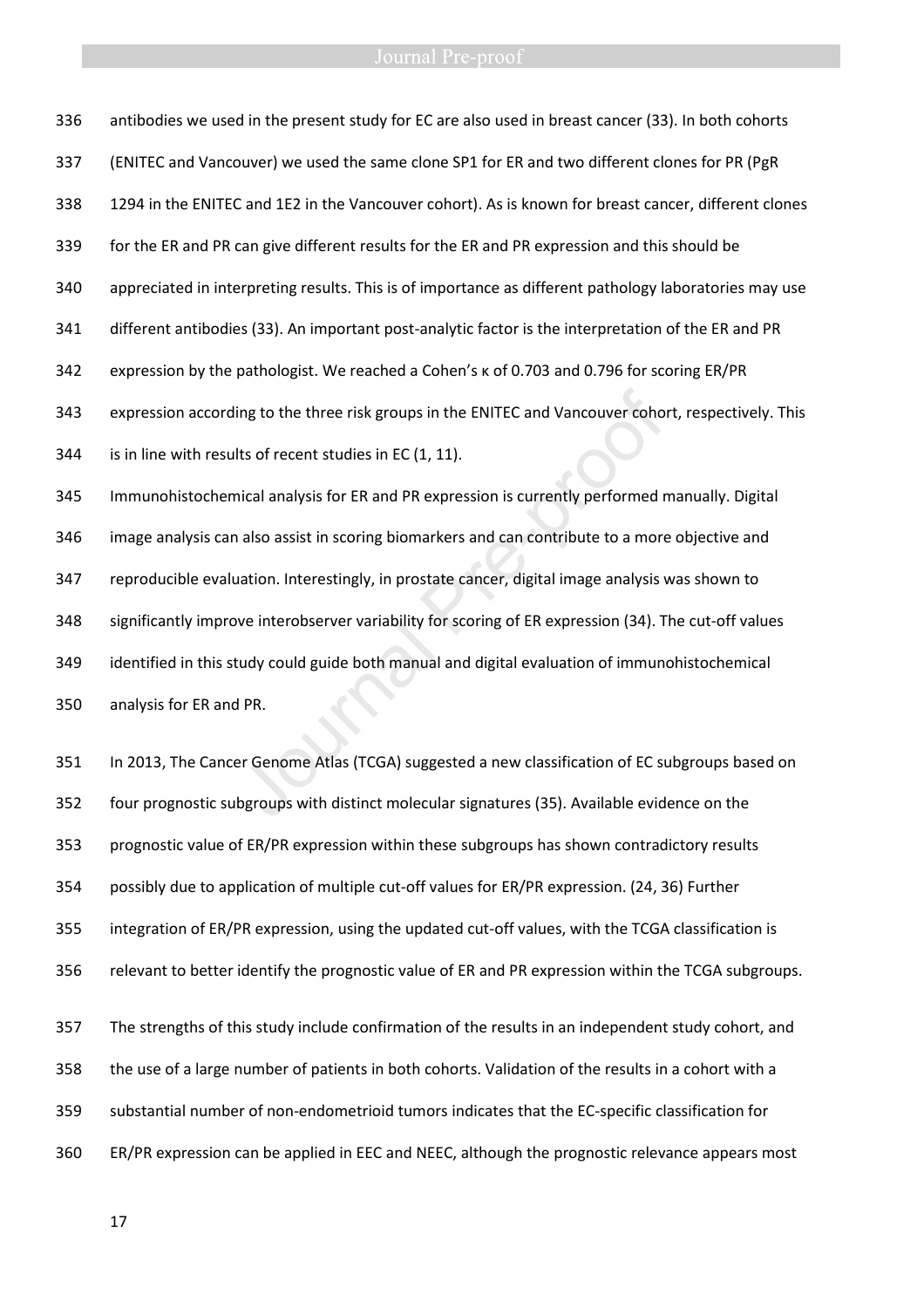antibodies we used in the present study for EC are also used in breast cancer (33). In both cohorts (ENITEC and Vancouver) we used the same clone SP1 for ER and two different clones for PR (PgR 1294 in the ENITEC and 1E2 in the Vancouver cohort). As is known for breast cancer, different clones for the ER and PR can give different results for the ER and PR expression and this should be appreciated in interpreting results. This is of importance as different pathology laboratories may use different antibodies (33). An important post-analytic factor is the interpretation of the ER and PR expression by the pathologist. We reached a Cohen's κ of 0.703 and 0.796 for scoring ER/PR expression according to the three risk groups in the ENITEC and Vancouver cohort, respectively. This is in line with results of recent studies in EC (1, 11).

Immunohistochemical analysis for ER and PR expression is currently performed manually. Digital image analysis can also assist in scoring biomarkers and can contribute to a more objective and reproducible evaluation. Interestingly, in prostate cancer, digital image analysis was shown to significantly improve interobserver variability for scoring of ER expression (34). The cut-off values identified in this study could guide both manual and digital evaluation of immunohistochemical analysis for ER and PR.

In 2013, The Cancer Genome Atlas (TCGA) suggested a new classification of EC subgroups based on four prognostic subgroups with distinct molecular signatures (35). Available evidence on the prognostic value of ER/PR expression within these subgroups has shown contradictory results possibly due to application of multiple cut-off values for ER/PR expression. (24, 36) Further integration of ER/PR expression, using the updated cut-off values, with the TCGA classification is relevant to better identify the prognostic value of ER and PR expression within the TCGA subgroups.

The strengths of this study include confirmation of the results in an independent study cohort, and the use of a large number of patients in both cohorts. Validation of the results in a cohort with a substantial number of non-endometrioid tumors indicates that the EC-specific classification for ER/PR expression can be applied in EEC and NEEC, although the prognostic relevance appears most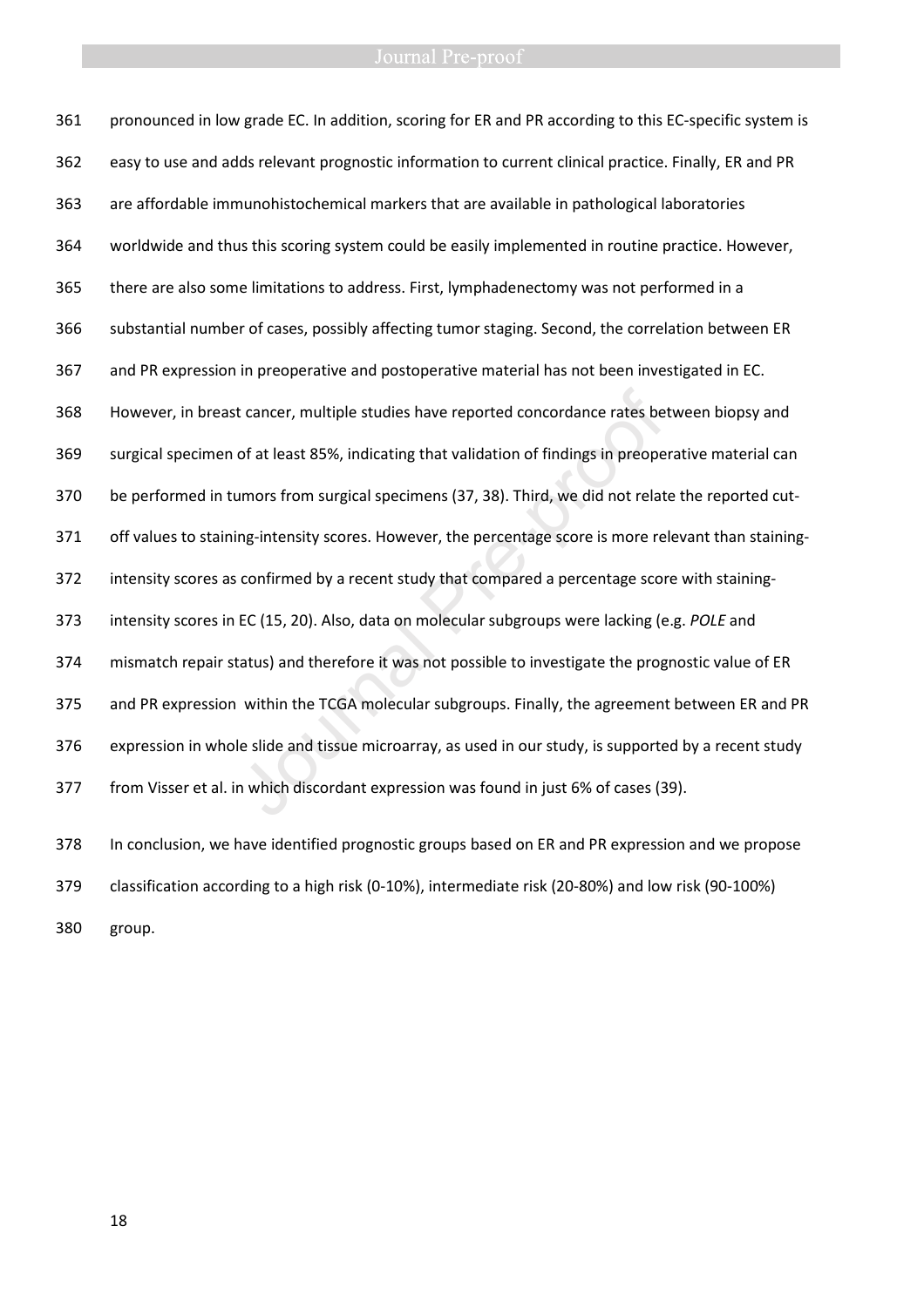pronounced in low grade EC. In addition, scoring for ER and PR according to this EC-specific system is easy to use and adds relevant prognostic information to current clinical practice. Finally, ER and PR are affordable immunohistochemical markers that are available in pathological laboratories worldwide and thus this scoring system could be easily implemented in routine practice. However, there are also some limitations to address. First, lymphadenectomy was not performed in a substantial number of cases, possibly affecting tumor staging. Second, the correlation between ER and PR expression in preoperative and postoperative material has not been investigated in EC. However, in breast cancer, multiple studies have reported concordance rates between biopsy and surgical specimen of at least 85%, indicating that validation of findings in preoperative material can be performed in tumors from surgical specimens (37, 38). Third, we did not relate the reported cut-off values to staining-intensity scores. However, the percentage score is more relevant than staining-intensity scores as confirmed by a recent study that compared a percentage score with staining-intensity scores in EC (15, 20). Also, data on molecular subgroups were lacking (e.g. *POLE* and mismatch repair status) and therefore it was not possible to investigate the prognostic value of ER and PR expression within the TCGA molecular subgroups. Finally, the agreement between ER and PR expression in whole slide and tissue microarray, as used in our study, is supported by a recent study from Visser et al. in which discordant expression was found in just 6% of cases (39).

In conclusion, we have identified prognostic groups based on ER and PR expression and we propose classification according to a high risk (0-10%), intermediate risk (20-80%) and low risk (90-100%) group.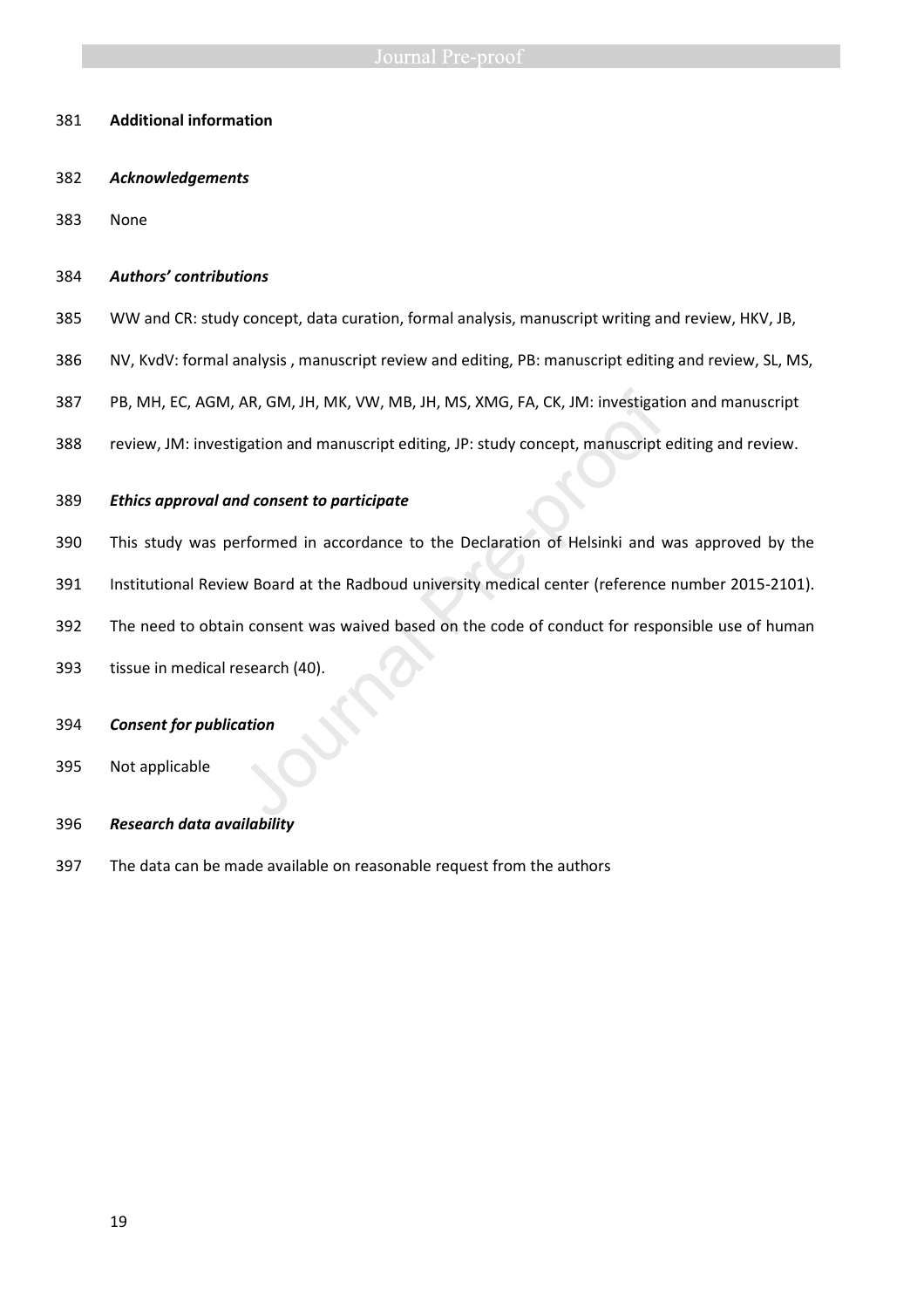## Additional information

### *Acknowledgements*

None

### *Authors' contributions*

WW and CR: study concept, data curation, formal analysis, manuscript writing and review, HKV, JB, NV, KvdV: formal analysis , manuscript review and editing, PB: manuscript editing and review, SL, MS, PB, MH, EC, AGM, AR, GM, JH, MK, VW, MB, JH, MS, XMG, FA, CK, JM: investigation and manuscript review, JM: investigation and manuscript editing, JP: study concept, manuscript editing and review.

### *Ethics approval and consent to participate*

This study was performed in accordance to the Declaration of Helsinki and was approved by the Institutional Review Board at the Radboud university medical center (reference number 2015-2101). The need to obtain consent was waived based on the code of conduct for responsible use of human tissue in medical research (40).

### *Consent for publication*

Not applicable

### *Research data availability*

The data can be made available on reasonable request from the authors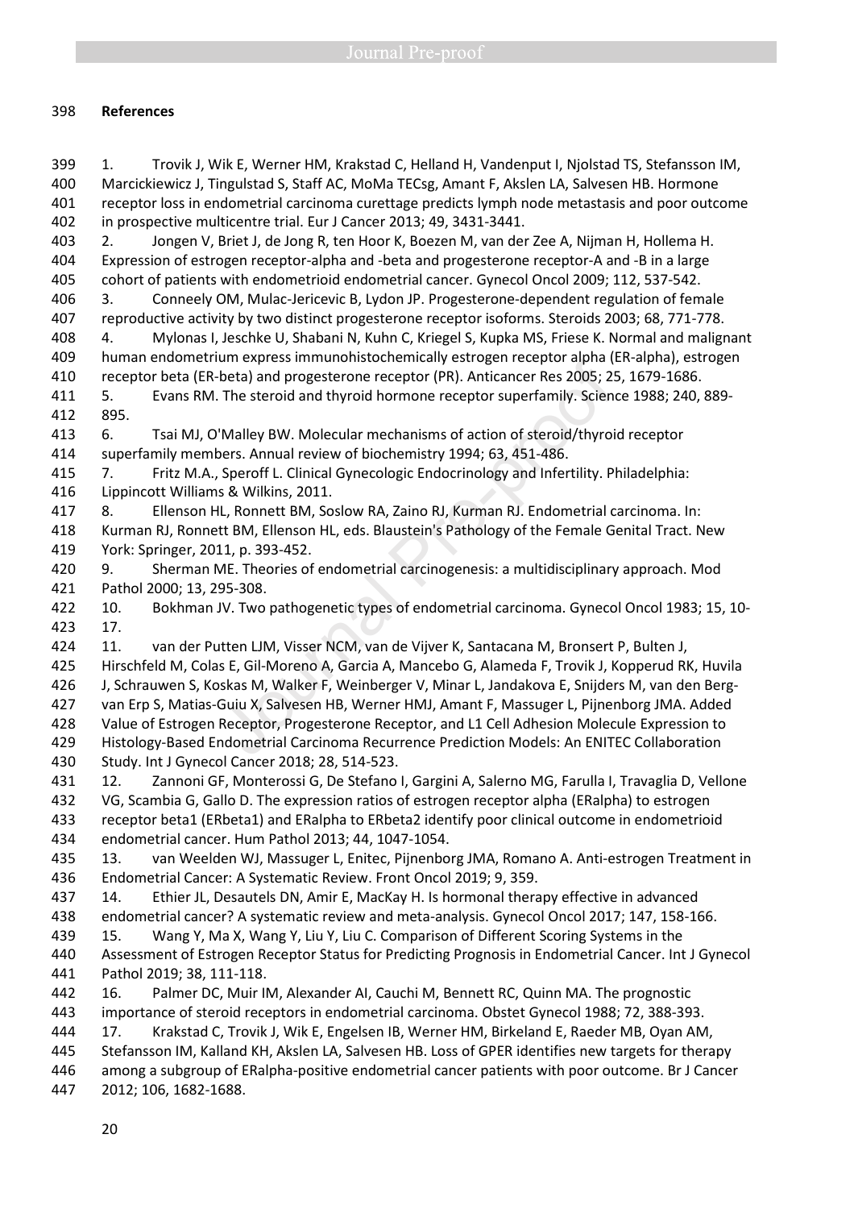## References

1. Trovik J, Wik E, Werner HM, Krakstad C, Helland H, Vandenput I, Njolstad TS, Stefansson IM, Marcickiewicz J, Tingulstad S, Staff AC, MoMa TECsg, Amant F, Akslen LA, Salvesen HB. Hormone receptor loss in endometrial carcinoma curettage predicts lymph node metastasis and poor outcome in prospective multicentre trial. Eur J Cancer 2013; 49, 3431-3441.
2. Jongen V, Briet J, de Jong R, ten Hoor K, Boezen M, van der Zee A, Nijman H, Hollema H. Expression of estrogen receptor-alpha and -beta and progesterone receptor-A and -B in a large cohort of patients with endometrioid endometrial cancer. Gynecol Oncol 2009; 112, 537-542.
3. Conneely OM, Mulac-Jericevic B, Lydon JP. Progesterone-dependent regulation of female reproductive activity by two distinct progesterone receptor isoforms. Steroids 2003; 68, 771-778.
4. Mylonas I, Jeschke U, Shabani N, Kuhn C, Kriegel S, Kupka MS, Friese K. Normal and malignant human endometrium express immunohistochemically estrogen receptor alpha (ER-alpha), estrogen receptor beta (ER-beta) and progesterone receptor (PR). Anticancer Res 2005; 25, 1679-1686.
5. Evans RM. The steroid and thyroid hormone receptor superfamily. Science 1988; 240, 889-895.
6. Tsai MJ, O'Malley BW. Molecular mechanisms of action of steroid/thyroid receptor superfamily members. Annual review of biochemistry 1994; 63, 451-486.
7. Fritz M.A., Speroff L. Clinical Gynecologic Endocrinology and Infertility. Philadelphia: Lippincott Williams & Wilkins, 2011.
8. Ellenson HL, Ronnett BM, Soslow RA, Zaino RJ, Kurman RJ. Endometrial carcinoma. In: Kurman RJ, Ronnett BM, Ellenson HL, eds. Blaustein's Pathology of the Female Genital Tract. New York: Springer, 2011, p. 393-452.
9. Sherman ME. Theories of endometrial carcinogenesis: a multidisciplinary approach. Mod Pathol 2000; 13, 295-308.
10. Bokhman JV. Two pathogenetic types of endometrial carcinoma. Gynecol Oncol 1983; 15, 10-17.
11. van der Putten LJM, Visser NCM, van de Vijver K, Santacana M, Bronsert P, Bulten J, Hirschfeld M, Colas E, Gil-Moreno A, Garcia A, Mancebo G, Alameda F, Trovik J, Kopperud RK, Huvila J, Schrauwen S, Koskas M, Walker F, Weinberger V, Minar L, Jandakova E, Snijders M, van den Berg-van Erp S, Matias-Guiu X, Salvesen HB, Werner HMJ, Amant F, Massuger L, Pijnenborg JMA. Added Value of Estrogen Receptor, Progesterone Receptor, and L1 Cell Adhesion Molecule Expression to Histology-Based Endometrial Carcinoma Recurrence Prediction Models: An ENITEC Collaboration Study. Int J Gynecol Cancer 2018; 28, 514-523.
12. Zannoni GF, Monterossi G, De Stefano I, Gargini A, Salerno MG, Farulla I, Travaglia D, Vellone VG, Scambia G, Gallo D. The expression ratios of estrogen receptor alpha (ERalpha) to estrogen receptor beta1 (ERbeta1) and ERalpha to ERbeta2 identify poor clinical outcome in endometrioid endometrial cancer. Hum Pathol 2013; 44, 1047-1054.
13. van Weelden WJ, Massuger L, Enitec, Pijnenborg JMA, Romano A. Anti-estrogen Treatment in Endometrial Cancer: A Systematic Review. Front Oncol 2019; 9, 359.
14. Ethier JL, Desautels DN, Amir E, MacKay H. Is hormonal therapy effective in advanced endometrial cancer? A systematic review and meta-analysis. Gynecol Oncol 2017; 147, 158-166.
15. Wang Y, Ma X, Wang Y, Liu Y, Liu C. Comparison of Different Scoring Systems in the Assessment of Estrogen Receptor Status for Predicting Prognosis in Endometrial Cancer. Int J Gynecol Pathol 2019; 38, 111-118.
16. Palmer DC, Muir IM, Alexander AI, Cauchi M, Bennett RC, Quinn MA. The prognostic importance of steroid receptors in endometrial carcinoma. Obstet Gynecol 1988; 72, 388-393.
17. Krakstad C, Trovik J, Wik E, Engelsen IB, Werner HM, Birkeland E, Raeder MB, Oyan AM, Stefansson IM, Kalland KH, Akslen LA, Salvesen HB. Loss of GPER identifies new targets for therapy among a subgroup of ERalpha-positive endometrial cancer patients with poor outcome. Br J Cancer 2012; 106, 1682-1688.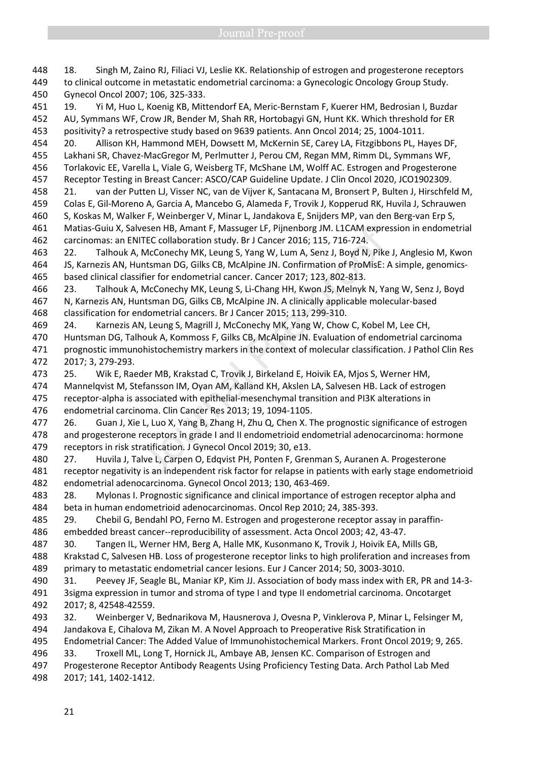18. Singh M, Zaino RJ, Filiaci VJ, Leslie KK. Relationship of estrogen and progesterone receptors to clinical outcome in metastatic endometrial carcinoma: a Gynecologic Oncology Group Study. Gynecol Oncol 2007; 106, 325-333.

19. Yi M, Huo L, Koenig KB, Mittendorf EA, Meric-Bernstam F, Kuerer HM, Bedrosian I, Buzdar AU, Symmans WF, Crow JR, Bender M, Shah RR, Hortobagyi GN, Hunt KK. Which threshold for ER positivity? a retrospective study based on 9639 patients. Ann Oncol 2014; 25, 1004-1011.

20. Allison KH, Hammond MEH, Dowsett M, McKernin SE, Carey LA, Fitzgibbons PL, Hayes DF, Lakhani SR, Chavez-MacGregor M, Perlmutter J, Perou CM, Regan MM, Rimm DL, Symmans WF, Torlakovic EE, Varella L, Viale G, Weisberg TF, McShane LM, Wolff AC. Estrogen and Progesterone Receptor Testing in Breast Cancer: ASCO/CAP Guideline Update. J Clin Oncol 2020, JCO1902309.

21. van der Putten LJ, Visser NC, van de Vijver K, Santacana M, Bronsert P, Bulten J, Hirschfeld M, Colas E, Gil-Moreno A, Garcia A, Mancebo G, Alameda F, Trovik J, Kopperud RK, Huvila J, Schrauwen S, Koskas M, Walker F, Weinberger V, Minar L, Jandakova E, Snijders MP, van den Berg-van Erp S, Matias-Guiu X, Salvesen HB, Amant F, Massuger LF, Pijnenborg JM. L1CAM expression in endometrial carcinomas: an ENITEC collaboration study. Br J Cancer 2016; 115, 716-724.

22. Talhouk A, McConechy MK, Leung S, Yang W, Lum A, Senz J, Boyd N, Pike J, Anglesio M, Kwon JS, Karnezis AN, Huntsman DG, Gilks CB, McAlpine JN. Confirmation of ProMisE: A simple, genomics-based clinical classifier for endometrial cancer. Cancer 2017; 123, 802-813.

23. Talhouk A, McConechy MK, Leung S, Li-Chang HH, Kwon JS, Melnyk N, Yang W, Senz J, Boyd N, Karnezis AN, Huntsman DG, Gilks CB, McAlpine JN. A clinically applicable molecular-based classification for endometrial cancers. Br J Cancer 2015; 113, 299-310.

24. Karnezis AN, Leung S, Magrill J, McConechy MK, Yang W, Chow C, Kobel M, Lee CH, Huntsman DG, Talhouk A, Kommoss F, Gilks CB, McAlpine JN. Evaluation of endometrial carcinoma prognostic immunohistochemistry markers in the context of molecular classification. J Pathol Clin Res 2017; 3, 279-293.

25. Wik E, Raeder MB, Krakstad C, Trovik J, Birkeland E, Hoivik EA, Mjos S, Werner HM, Mannelqvist M, Stefansson IM, Oyan AM, Kalland KH, Akslen LA, Salvesen HB. Lack of estrogen receptor-alpha is associated with epithelial-mesenchymal transition and PI3K alterations in endometrial carcinoma. Clin Cancer Res 2013; 19, 1094-1105.

26. Guan J, Xie L, Luo X, Yang B, Zhang H, Zhu Q, Chen X. The prognostic significance of estrogen and progesterone receptors in grade I and II endometrioid endometrial adenocarcinoma: hormone receptors in risk stratification. J Gynecol Oncol 2019; 30, e13.

27. Huvila J, Talve L, Carpen O, Edqvist PH, Ponten F, Grenman S, Auranen A. Progesterone receptor negativity is an independent risk factor for relapse in patients with early stage endometrioid endometrial adenocarcinoma. Gynecol Oncol 2013; 130, 463-469.

28. Mylonas I. Prognostic significance and clinical importance of estrogen receptor alpha and beta in human endometrioid adenocarcinomas. Oncol Rep 2010; 24, 385-393.

29. Chebil G, Bendahl PO, Ferno M. Estrogen and progesterone receptor assay in paraffin-embedded breast cancer--reproducibility of assessment. Acta Oncol 2003; 42, 43-47.

30. Tangen IL, Werner HM, Berg A, Halle MK, Kusonmano K, Trovik J, Hoivik EA, Mills GB, Krakstad C, Salvesen HB. Loss of progesterone receptor links to high proliferation and increases from primary to metastatic endometrial cancer lesions. Eur J Cancer 2014; 50, 3003-3010.

31. Peevey JF, Seagle BL, Maniar KP, Kim JJ. Association of body mass index with ER, PR and 14-3-3sigma expression in tumor and stroma of type I and type II endometrial carcinoma. Oncotarget 2017; 8, 42548-42559.

32. Weinberger V, Bednarikova M, Hausnerova J, Ovesna P, Vinklerova P, Minar L, Felsinger M, Jandakova E, Cihalova M, Zikan M. A Novel Approach to Preoperative Risk Stratification in Endometrial Cancer: The Added Value of Immunohistochemical Markers. Front Oncol 2019; 9, 265.

33. Troxell ML, Long T, Hornick JL, Ambaye AB, Jensen KC. Comparison of Estrogen and Progesterone Receptor Antibody Reagents Using Proficiency Testing Data. Arch Pathol Lab Med 2017; 141, 1402-1412.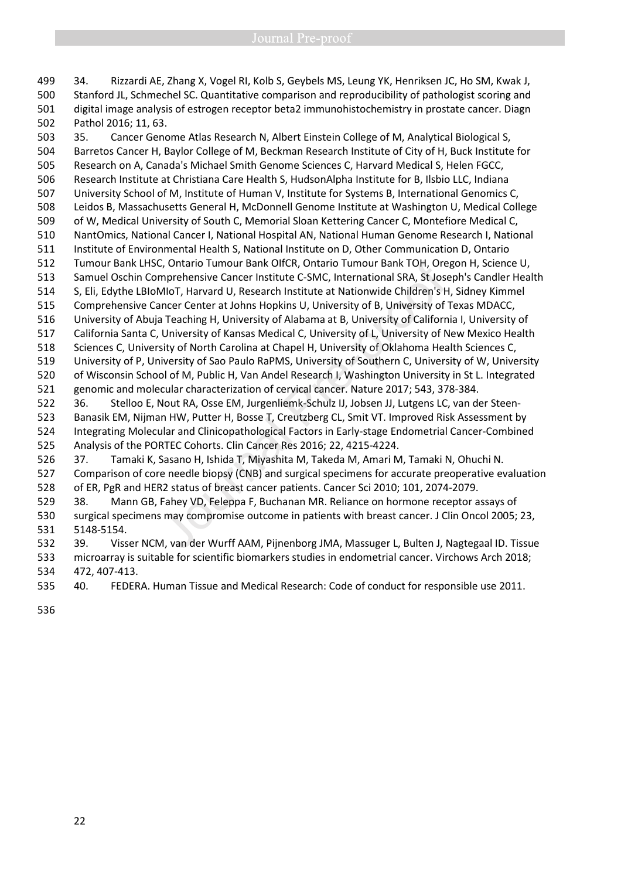34. Rizzardi AE, Zhang X, Vogel RI, Kolb S, Geybels MS, Leung YK, Henriksen JC, Ho SM, Kwak J, Stanford JL, Schmechel SC. Quantitative comparison and reproducibility of pathologist scoring and digital image analysis of estrogen receptor beta2 immunohistochemistry in prostate cancer. Diagn Pathol 2016; 11, 63.

35. Cancer Genome Atlas Research N, Albert Einstein College of M, Analytical Biological S, Barretos Cancer H, Baylor College of M, Beckman Research Institute of City of H, Buck Institute for Research on A, Canada's Michael Smith Genome Sciences C, Harvard Medical S, Helen FGCC, Research Institute at Christiana Care Health S, HudsonAlpha Institute for B, Ilsbio LLC, Indiana University School of M, Institute of Human V, Institute for Systems B, International Genomics C, Leidos B, Massachusetts General H, McDonnell Genome Institute at Washington U, Medical College of W, Medical University of South C, Memorial Sloan Kettering Cancer C, Montefiore Medical C, NantOmics, National Cancer I, National Hospital AN, National Human Genome Research I, National Institute of Environmental Health S, National Institute on D, Other Communication D, Ontario Tumour Bank LHSC, Ontario Tumour Bank OIfCR, Ontario Tumour Bank TOH, Oregon H, Science U, Samuel Oschin Comprehensive Cancer Institute C-SMC, International SRA, St Joseph's Candler Health S, Eli, Edythe LBIoMIoT, Harvard U, Research Institute at Nationwide Children's H, Sidney Kimmel Comprehensive Cancer Center at Johns Hopkins U, University of B, University of Texas MDACC, University of Abuja Teaching H, University of Alabama at B, University of California I, University of California Santa C, University of Kansas Medical C, University of L, University of New Mexico Health Sciences C, University of North Carolina at Chapel H, University of Oklahoma Health Sciences C, University of P, University of Sao Paulo RaPMS, University of Southern C, University of W, University of Wisconsin School of M, Public H, Van Andel Research I, Washington University in St L. Integrated genomic and molecular characterization of cervical cancer. Nature 2017; 543, 378-384.

36. Stelloo E, Nout RA, Osse EM, Jurgenliemk-Schulz IJ, Jobsen JJ, Lutgens LC, van der Steen-Banasik EM, Nijman HW, Putter H, Bosse T, Creutzberg CL, Smit VT. Improved Risk Assessment by Integrating Molecular and Clinicopathological Factors in Early-stage Endometrial Cancer-Combined Analysis of the PORTEC Cohorts. Clin Cancer Res 2016; 22, 4215-4224.

37. Tamaki K, Sasano H, Ishida T, Miyashita M, Takeda M, Amari M, Tamaki N, Ohuchi N. Comparison of core needle biopsy (CNB) and surgical specimens for accurate preoperative evaluation of ER, PgR and HER2 status of breast cancer patients. Cancer Sci 2010; 101, 2074-2079.

38. Mann GB, Fahey VD, Feleppa F, Buchanan MR. Reliance on hormone receptor assays of surgical specimens may compromise outcome in patients with breast cancer. J Clin Oncol 2005; 23, 5148-5154.

39. Visser NCM, van der Wurff AAM, Pijnenborg JMA, Massuger L, Bulten J, Nagtegaal ID. Tissue microarray is suitable for scientific biomarkers studies in endometrial cancer. Virchows Arch 2018; 472, 407-413.

40. FEDERA. Human Tissue and Medical Research: Code of conduct for responsible use 2011.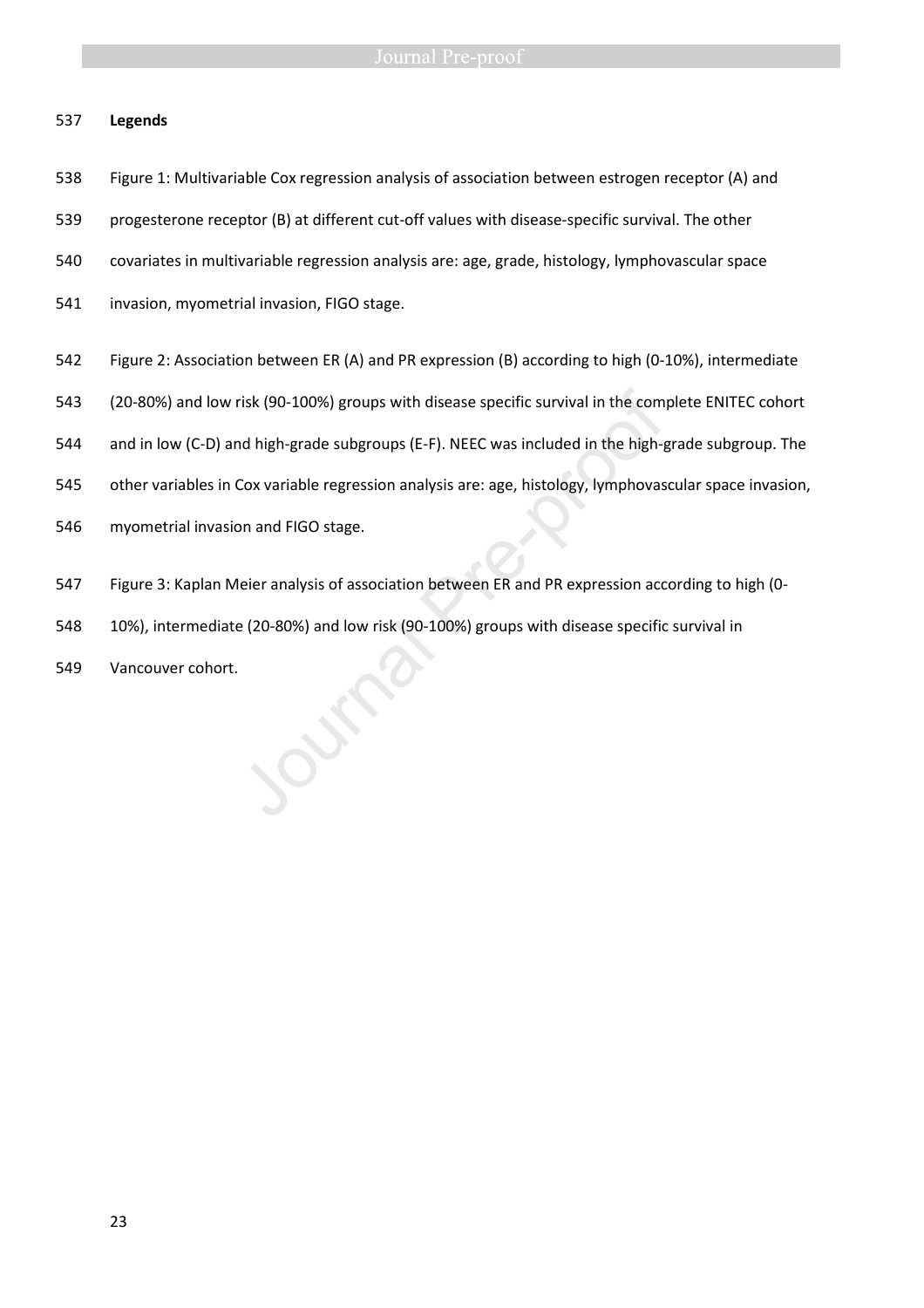## Legends

Figure 1: Multivariable Cox regression analysis of association between estrogen receptor (A) and progesterone receptor (B) at different cut-off values with disease-specific survival. The other covariates in multivariable regression analysis are: age, grade, histology, lymphovascular space invasion, myometrial invasion, FIGO stage.

Figure 2: Association between ER (A) and PR expression (B) according to high (0-10%), intermediate (20-80%) and low risk (90-100%) groups with disease specific survival in the complete ENITEC cohort and in low (C-D) and high-grade subgroups (E-F). NEEC was included in the high-grade subgroup. The other variables in Cox variable regression analysis are: age, histology, lymphovascular space invasion, myometrial invasion and FIGO stage.

Figure 3: Kaplan Meier analysis of association between ER and PR expression according to high (0-10%), intermediate (20-80%) and low risk (90-100%) groups with disease specific survival in Vancouver cohort.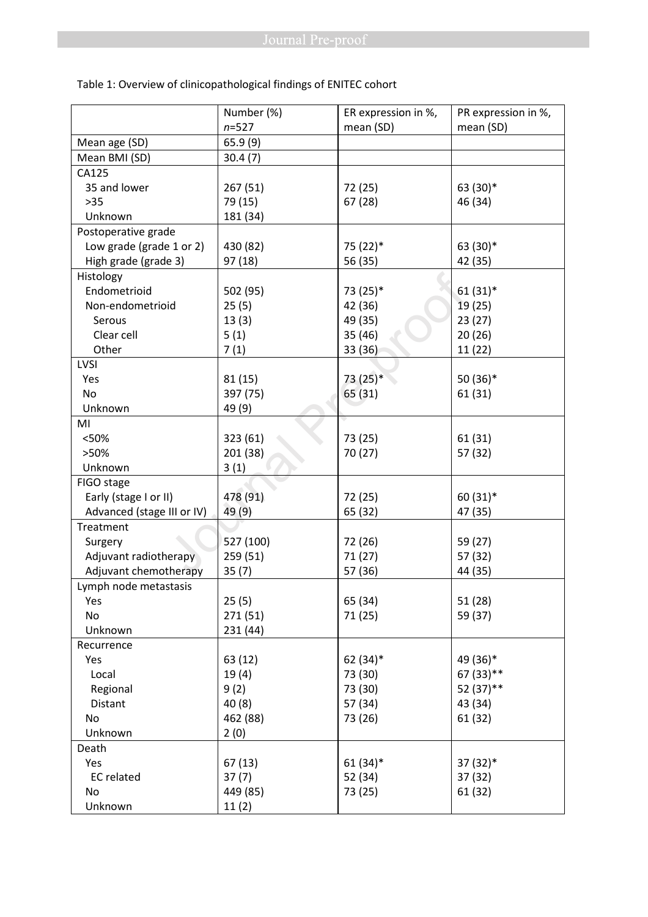Table 1: Overview of clinicopathological findings of ENITEC cohort

| | Number (%) *n*=527 | ER expression in %, mean (SD) | PR expression in %, mean (SD) |
|---|---|---|---|
| Mean age (SD) | 65.9 (9) | | |
| Mean BMI (SD) | 30.4 (7) | | |
| CA125 | | | |
| 35 and lower | 267 (51) | 72 (25) | 63 (30)* |
| >35 | 79 (15) | 67 (28) | 46 (34) |
| Unknown | 181 (34) | | |
| Postoperative grade | | | |
| Low grade (grade 1 or 2) | 430 (82) | 75 (22)* | 63 (30)* |
| High grade (grade 3) | 97 (18) | 56 (35) | 42 (35) |
| Histology | | | |
| Endometrioid | 502 (95) | 73 (25)* | 61 (31)* |
| Non-endometrioid | 25 (5) | 42 (36) | 19 (25) |
| Serous | 13 (3) | 49 (35) | 23 (27) |
| Clear cell | 5 (1) | 35 (46) | 20 (26) |
| Other | 7 (1) | 33 (36) | 11 (22) |
| LVSI | | | |
| Yes | 81 (15) | 73 (25)* | 50 (36)* |
| No | 397 (75) | 65 (31) | 61 (31) |
| Unknown | 49 (9) | | |
| MI | | | |
| <50% | 323 (61) | 73 (25) | 61 (31) |
| >50% | 201 (38) | 70 (27) | 57 (32) |
| Unknown | 3 (1) | | |
| FIGO stage | | | |
| Early (stage I or II) | 478 (91) | 72 (25) | 60 (31)* |
| Advanced (stage III or IV) | 49 (9) | 65 (32) | 47 (35) |
| Treatment | | | |
| Surgery | 527 (100) | 72 (26) | 59 (27) |
| Adjuvant radiotherapy | 259 (51) | 71 (27) | 57 (32) |
| Adjuvant chemotherapy | 35 (7) | 57 (36) | 44 (35) |
| Lymph node metastasis | | | |
| Yes | 25 (5) | 65 (34) | 51 (28) |
| No | 271 (51) | 71 (25) | 59 (37) |
| Unknown | 231 (44) | | |
| Recurrence | | | |
| Yes | 63 (12) | 62 (34)* | 49 (36)* |
| Local | 19 (4) | 73 (30) | 67 (33)** |
| Regional | 9 (2) | 73 (30) | 52 (37)** |
| Distant | 40 (8) | 57 (34) | 43 (34) |
| No | 462 (88) | 73 (26) | 61 (32) |
| Unknown | 2 (0) | | |
| Death | | | |
| Yes | 67 (13) | 61 (34)* | 37 (32)* |
| EC related | 37 (7) | 52 (34) | 37 (32) |
| No | 449 (85) | 73 (25) | 61 (32) |
| Unknown | 11 (2) | | |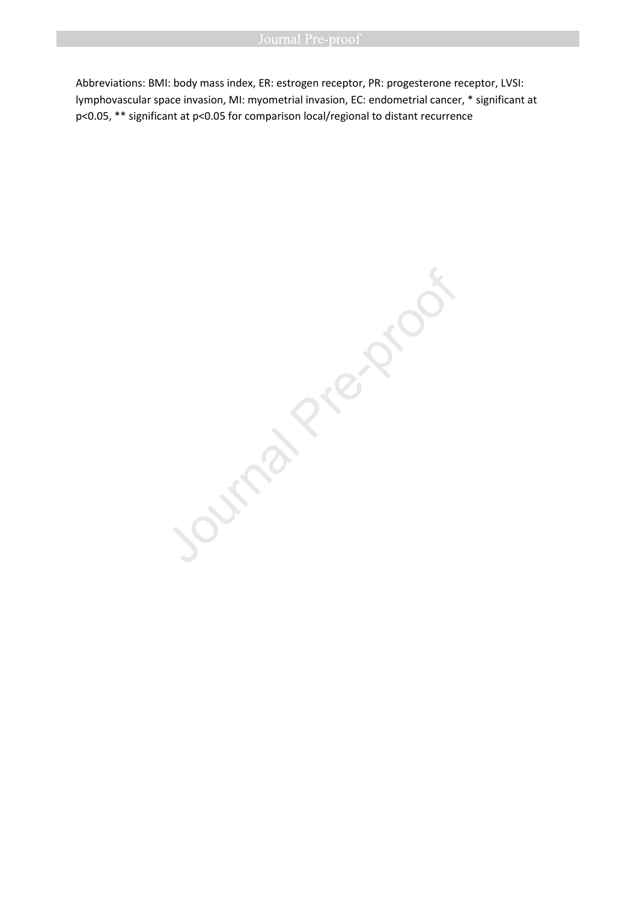Abbreviations: BMI: body mass index, ER: estrogen receptor, PR: progesterone receptor, LVSI: lymphovascular space invasion, MI: myometrial invasion, EC: endometrial cancer, * significant at $p<0.05$, ** significant at $p<0.05$ for comparison local/regional to distant recurrence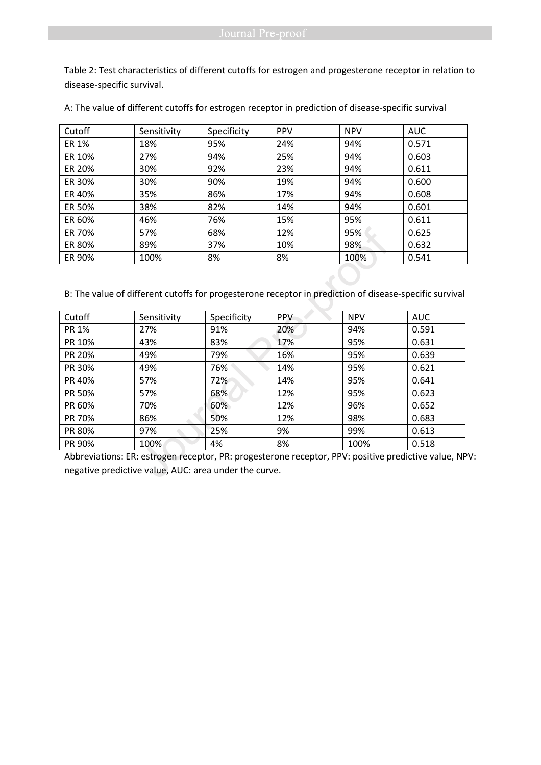Table 2: Test characteristics of different cutoffs for estrogen and progesterone receptor in relation to disease-specific survival.

A: The value of different cutoffs for estrogen receptor in prediction of disease-specific survival

| Cutoff | Sensitivity | Specificity | PPV | NPV | AUC |
|---|---|---|---|---|---|
| ER 1% | 18% | 95% | 24% | 94% | 0.571 |
| ER 10% | 27% | 94% | 25% | 94% | 0.603 |
| ER 20% | 30% | 92% | 23% | 94% | 0.611 |
| ER 30% | 30% | 90% | 19% | 94% | 0.600 |
| ER 40% | 35% | 86% | 17% | 94% | 0.608 |
| ER 50% | 38% | 82% | 14% | 94% | 0.601 |
| ER 60% | 46% | 76% | 15% | 95% | 0.611 |
| ER 70% | 57% | 68% | 12% | 95% | 0.625 |
| ER 80% | 89% | 37% | 10% | 98% | 0.632 |
| ER 90% | 100% | 8% | 8% | 100% | 0.541 |

B: The value of different cutoffs for progesterone receptor in prediction of disease-specific survival

| Cutoff | Sensitivity | Specificity | PPV | NPV | AUC |
|---|---|---|---|---|---|
| PR 1% | 27% | 91% | 20% | 94% | 0.591 |
| PR 10% | 43% | 83% | 17% | 95% | 0.631 |
| PR 20% | 49% | 79% | 16% | 95% | 0.639 |
| PR 30% | 49% | 76% | 14% | 95% | 0.621 |
| PR 40% | 57% | 72% | 14% | 95% | 0.641 |
| PR 50% | 57% | 68% | 12% | 95% | 0.623 |
| PR 60% | 70% | 60% | 12% | 96% | 0.652 |
| PR 70% | 86% | 50% | 12% | 98% | 0.683 |
| PR 80% | 97% | 25% | 9% | 99% | 0.613 |
| PR 90% | 100% | 4% | 8% | 100% | 0.518 |

Abbreviations: ER: estrogen receptor, PR: progesterone receptor, PPV: positive predictive value, NPV: negative predictive value, AUC: area under the curve.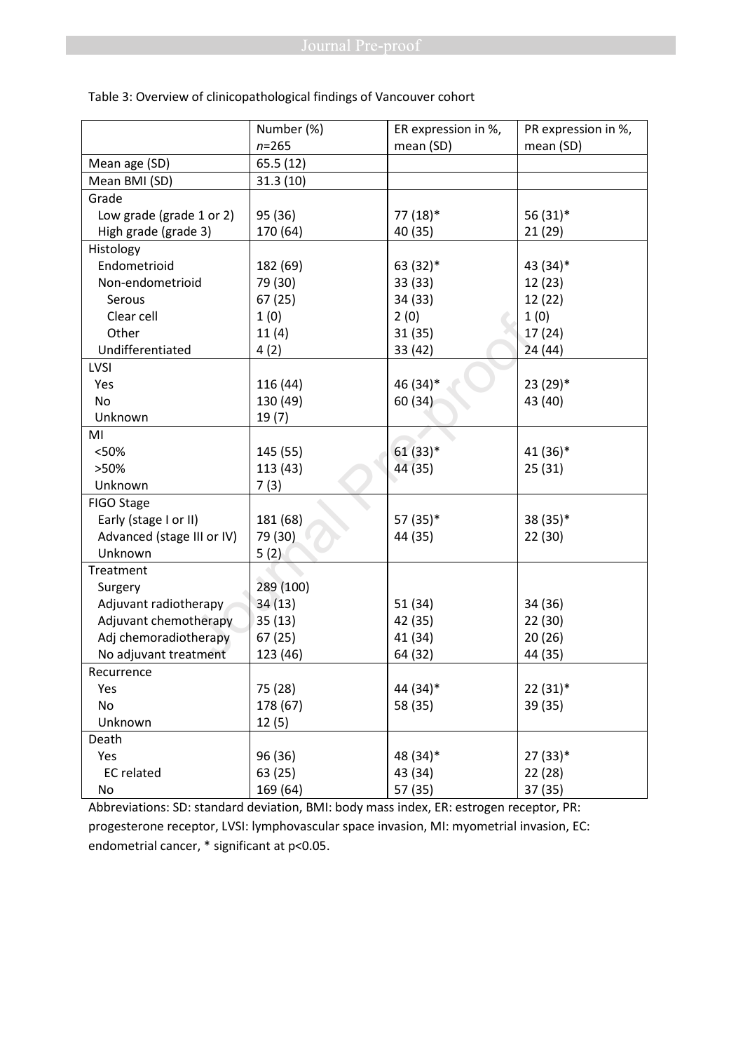Table 3: Overview of clinicopathological findings of Vancouver cohort

| | Number (%) *n*=265 | ER expression in %, mean (SD) | PR expression in %, mean (SD) |
|---|---|---|---|
| Mean age (SD) | 65.5 (12) | | |
| Mean BMI (SD) | 31.3 (10) | | |
| Grade | | | |
| Low grade (grade 1 or 2) | 95 (36) | 77 (18)* | 56 (31)* |
| High grade (grade 3) | 170 (64) | 40 (35) | 21 (29) |
| Histology | | | |
| Endometrioid | 182 (69) | 63 (32)* | 43 (34)* |
| Non-endometrioid | 79 (30) | 33 (33) | 12 (23) |
| Serous | 67 (25) | 34 (33) | 12 (22) |
| Clear cell | 1 (0) | 2 (0) | 1 (0) |
| Other | 11 (4) | 31 (35) | 17 (24) |
| Undifferentiated | 4 (2) | 33 (42) | 24 (44) |
| LVSI | | | |
| Yes | 116 (44) | 46 (34)* | 23 (29)* |
| No | 130 (49) | 60 (34) | 43 (40) |
| Unknown | 19 (7) | | |
| MI | | | |
| <50% | 145 (55) | 61 (33)* | 41 (36)* |
| >50% | 113 (43) | 44 (35) | 25 (31) |
| Unknown | 7 (3) | | |
| FIGO Stage | | | |
| Early (stage I or II) | 181 (68) | 57 (35)* | 38 (35)* |
| Advanced (stage III or IV) | 79 (30) | 44 (35) | 22 (30) |
| Unknown | 5 (2) | | |
| Treatment | | | |
| Surgery | 289 (100) | | |
| Adjuvant radiotherapy | 34 (13) | 51 (34) | 34 (36) |
| Adjuvant chemotherapy | 35 (13) | 42 (35) | 22 (30) |
| Adj chemoradiotherapy | 67 (25) | 41 (34) | 20 (26) |
| No adjuvant treatment | 123 (46) | 64 (32) | 44 (35) |
| Recurrence | | | |
| Yes | 75 (28) | 44 (34)* | 22 (31)* |
| No | 178 (67) | 58 (35) | 39 (35) |
| Unknown | 12 (5) | | |
| Death | | | |
| Yes | 96 (36) | 48 (34)* | 27 (33)* |
| EC related | 63 (25) | 43 (34) | 22 (28) |
| No | 169 (64) | 57 (35) | 37 (35) |

Abbreviations: SD: standard deviation, BMI: body mass index, ER: estrogen receptor, PR: progesterone receptor, LVSI: lymphovascular space invasion, MI: myometrial invasion, EC: endometrial cancer, * significant at $p<0.05$.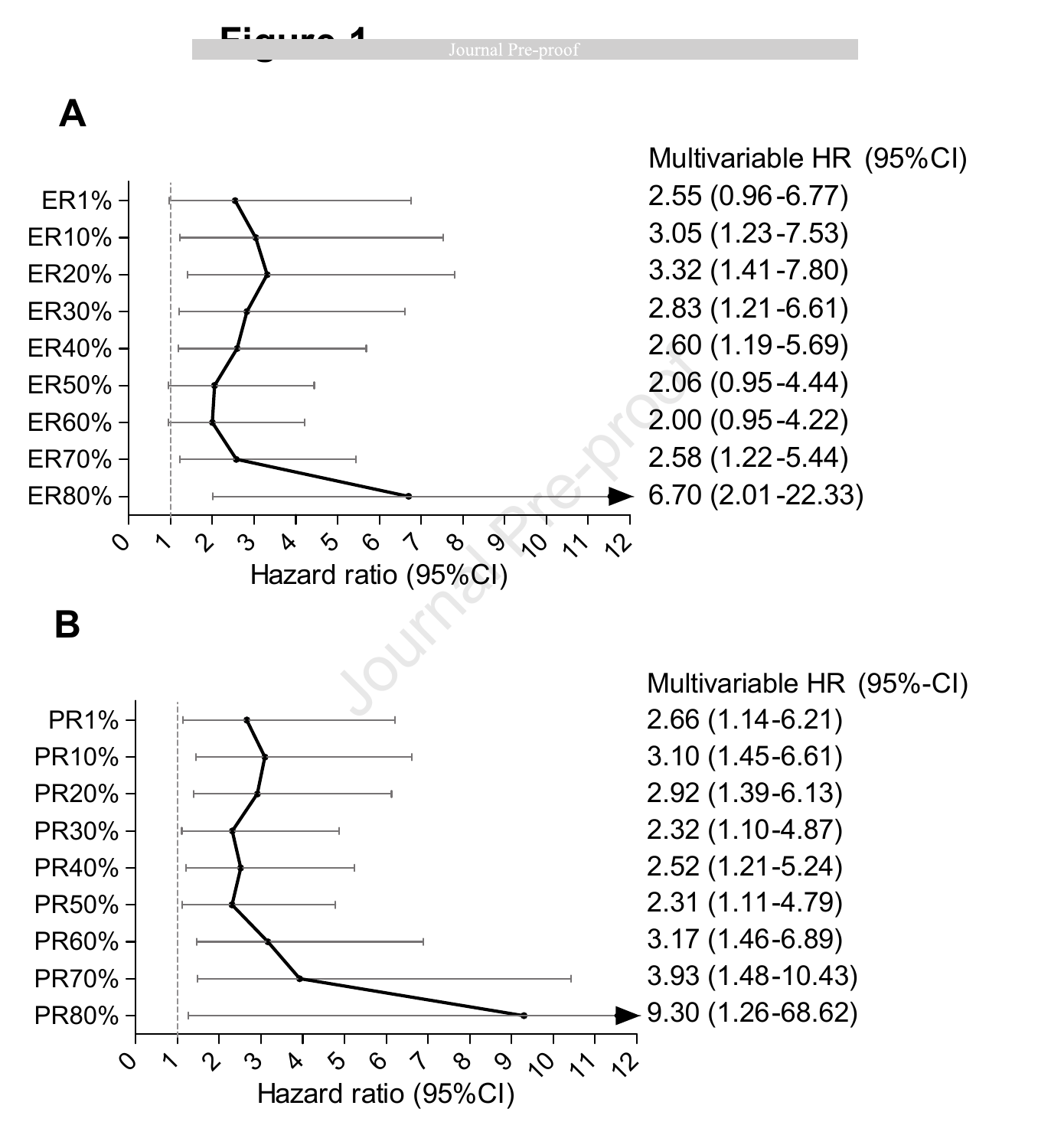Figure 1

**A**

| | Multivariable HR (95%CI) |
|---|---|
| ER1% | 2.55 (0.96-6.77) |
| ER10% | 3.05 (1.23-7.53) |
| ER20% | 3.32 (1.41-7.80) |
| ER30% | 2.83 (1.21-6.61) |
| ER40% | 2.60 (1.19-5.69) |
| ER50% | 2.06 (0.95-4.44) |
| ER60% | 2.00 (0.95-4.22) |
| ER70% | 2.58 (1.22-5.44) |
| ER80% | 6.70 (2.01-22.33) |

Hazard ratio (95%CI)

**B**

| | Multivariable HR (95%-CI) |
|---|---|
| PR1% | 2.66 (1.14-6.21) |
| PR10% | 3.10 (1.45-6.61) |
| PR20% | 2.92 (1.39-6.13) |
| PR30% | 2.32 (1.10-4.87) |
| PR40% | 2.52 (1.21-5.24) |
| PR50% | 2.31 (1.11-4.79) |
| PR60% | 3.17 (1.46-6.89) |
| PR70% | 3.93 (1.48-10.43) |
| PR80% | 9.30 (1.26-68.62) |

Hazard ratio (95%CI)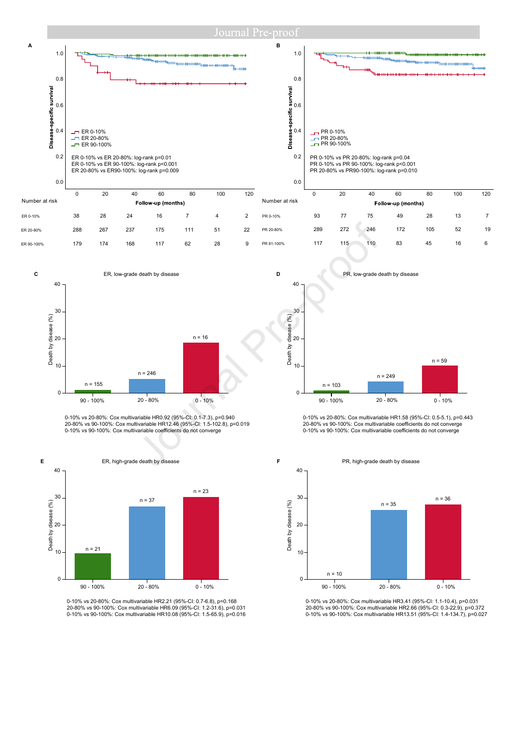**A**

ER 0-10% vs ER 20-80%: log-rank p=0.01
ER 0-10% vs ER 90-100%: log-rank p<0.001
ER 20-80% vs ER90-100%: log-rank p=0.009

| Number at risk | 0 | 20 | 40 | 60 | 80 | 100 | 120 |
|---|---|---|---|---|---|---|---|
| ER 0-10% | 38 | 28 | 24 | 16 | 7 | 4 | 2 |
| ER 20-80% | 288 | 267 | 237 | 175 | 111 | 51 | 22 |
| ER 90-100% | 179 | 174 | 168 | 117 | 62 | 28 | 9 |

**B**

PR 0-10% vs PR 20-80%: log-rank p=0.04
PR 0-10% vs PR 90-100%: log-rank p<0.001
PR 20-80% vs PR90-100%: log-rank p=0.010

| Number at risk | 0 | 20 | 40 | 60 | 80 | 100 | 120 |
|---|---|---|---|---|---|---|---|
| PR 0-10% | 93 | 77 | 75 | 49 | 28 | 13 | 7 |
| PR 20-80% | 289 | 272 | 246 | 172 | 105 | 52 | 19 |
| PR 81-100% | 117 | 115 | 110 | 83 | 45 | 16 | 6 |

**C** ER, low-grade death by disease

0-10% vs 20-80%: Cox multivariable HR0.92 (95%-CI: 0.1-7.3), p=0.940
20-80% vs 90-100%: Cox multivariable HR12.46 (95%-CI: 1.5-102.8), p=0.019
0-10% vs 90-100%: Cox multivariable coefficients do not converge

**D** PR, low-grade death by disease

0-10% vs 20-80%: Cox multivariable HR1.58 (95%-CI: 0.5-5.1), p=0.443
20-80% vs 90-100%: Cox multivariable coefficients do not converge
0-10% vs 90-100%: Cox multivariable coefficients do not converge

**E** ER, high-grade death by disease

0-10% vs 20-80%: Cox multivariable HR2.21 (95%-CI: 0.7-6.8), p=0.168
20-80% vs 90-100%: Cox multivariable HR6.09 (95%-CI: 1.2-31.6), p=0.031
0-10% vs 90-100%: Cox multivariable HR10.08 (95%-CI: 1.5-65.9), p=0.016

**F** PR, high-grade death by disease

0-10% vs 20-80%: Cox multivariable HR3.41 (95%-CI: 1.1-10.4), p=0.031
20-80% vs 90-100%: Cox multivariable HR2.66 (95%-CI: 0.3-22.9), p=0.372
0-10% vs 90-100%: Cox multivariable HR13.51 (95%-CI: 1.4-134.7), p=0.027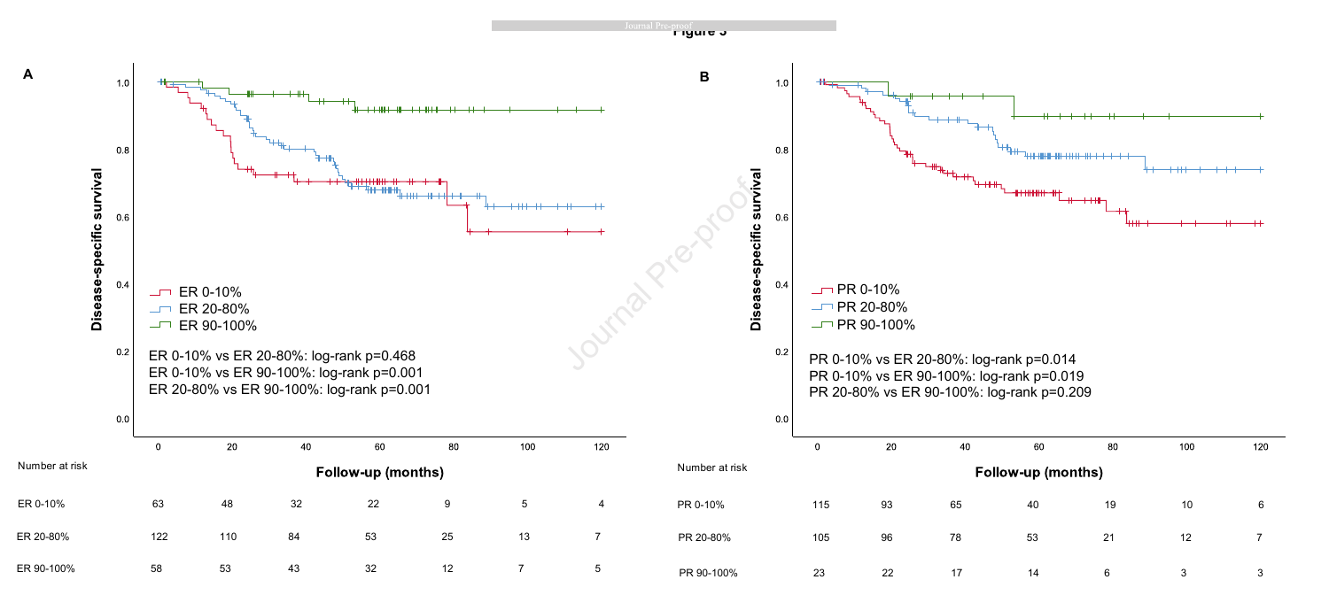Figure 3

**A**

Disease-specific survival

Follow-up (months)

ER 0-10%
ER 20-80%
ER 90-100%

ER 0-10% vs ER 20-80%: log-rank p=0.468
ER 0-10% vs ER 90-100%: log-rank p=0.001
ER 20-80% vs ER 90-100%: log-rank p=0.001

| Number at risk | 0 | 20 | 40 | 60 | 80 | 100 | 120 |
|---|---|---|---|---|---|---|---|
| ER 0-10% | 63 | 48 | 32 | 22 | 9 | 5 | 4 |
| ER 20-80% | 122 | 110 | 84 | 53 | 25 | 13 | 7 |
| ER 90-100% | 58 | 53 | 43 | 32 | 12 | 7 | 5 |

**B**

Disease-specific survival

Follow-up (months)

PR 0-10%
PR 20-80%
PR 90-100%

PR 0-10% vs ER 20-80%: log-rank p=0.014
PR 0-10% vs ER 90-100%: log-rank p=0.019
PR 20-80% vs ER 90-100%: log-rank p=0.209

| Number at risk | 0 | 20 | 40 | 60 | 80 | 100 | 120 |
|---|---|---|---|---|---|---|---|
| PR 0-10% | 115 | 93 | 65 | 40 | 19 | 10 | 6 |
| PR 20-80% | 105 | 96 | 78 | 53 | 21 | 12 | 7 |
| PR 90-100% | 23 | 22 | 17 | 14 | 6 | 3 | 3 |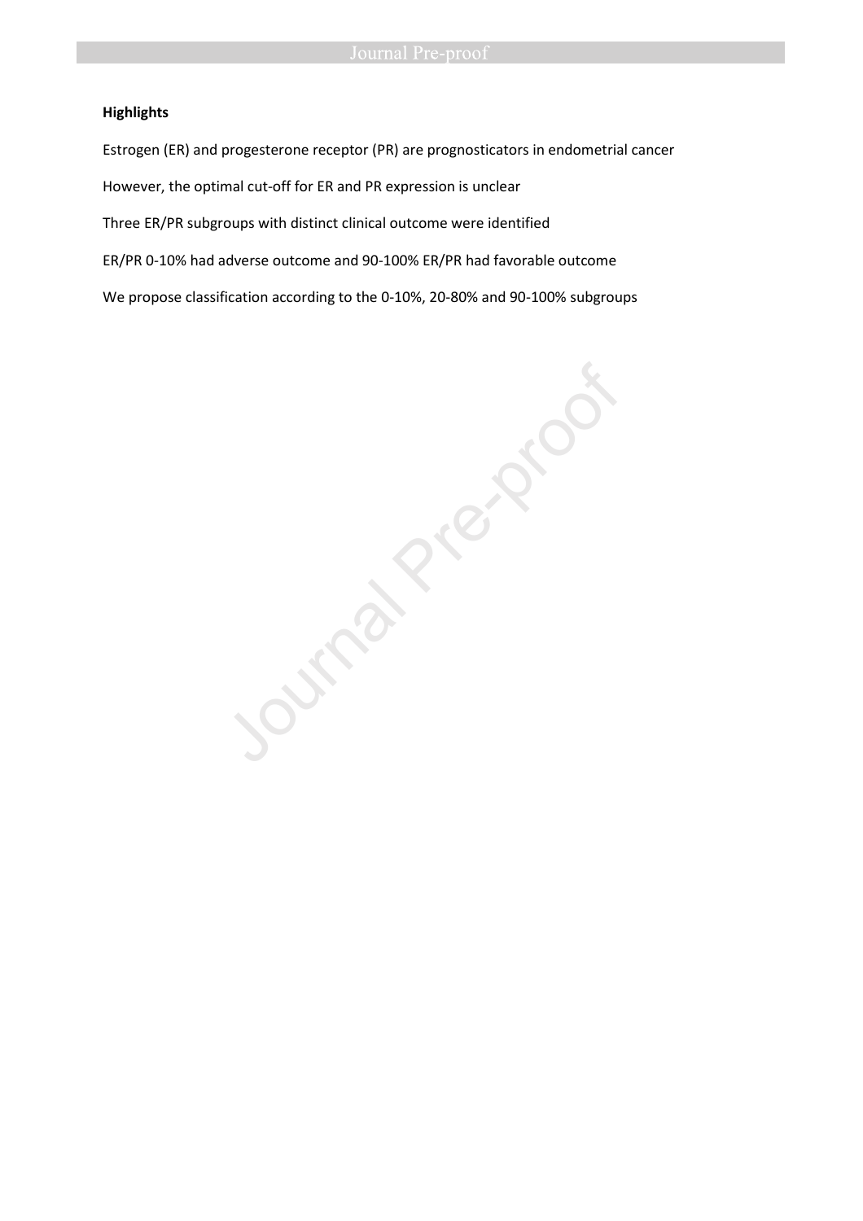**Highlights**

Estrogen (ER) and progesterone receptor (PR) are prognosticators in endometrial cancer

However, the optimal cut-off for ER and PR expression is unclear

Three ER/PR subgroups with distinct clinical outcome were identified

ER/PR 0-10% had adverse outcome and 90-100% ER/PR had favorable outcome

We propose classification according to the 0-10%, 20-80% and 90-100% subgroups